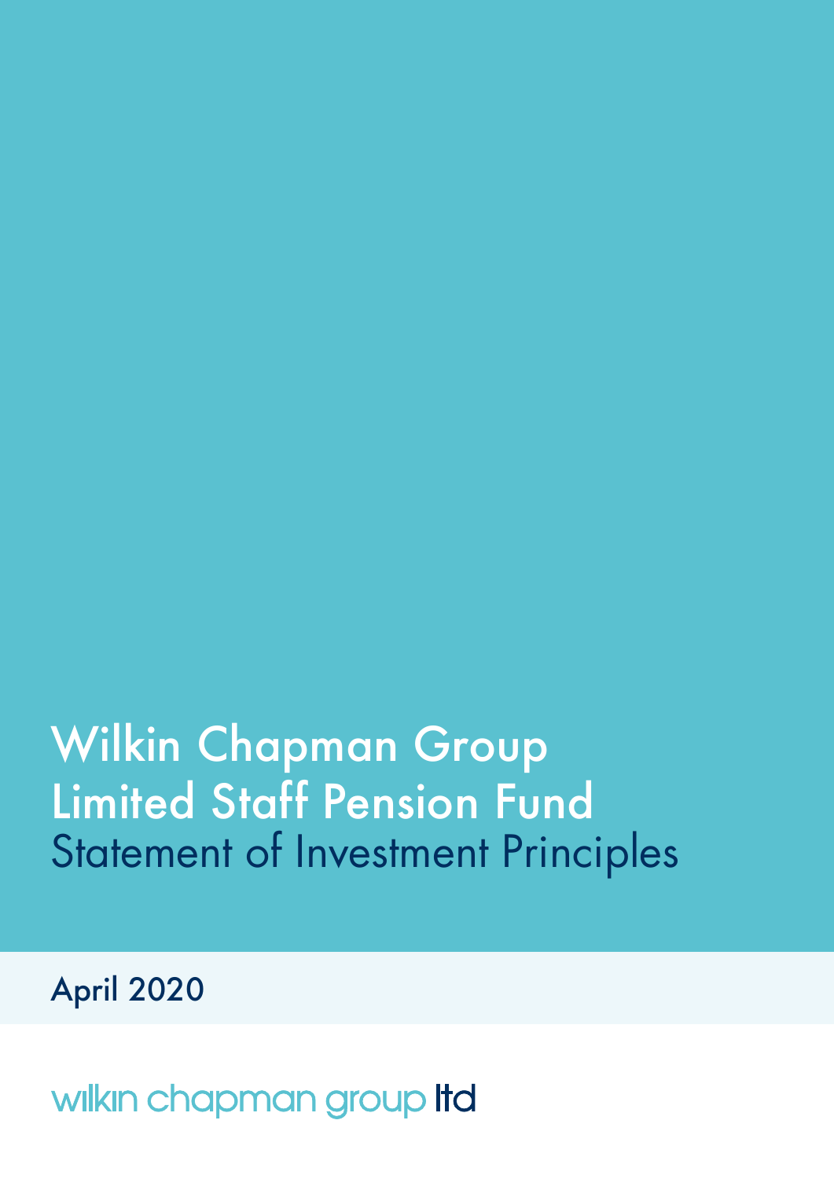# Wilkin Chapman Group Limited Staff Pension Fund

## Statement of Investment Principles

April 2020

wilkin chapman group ltd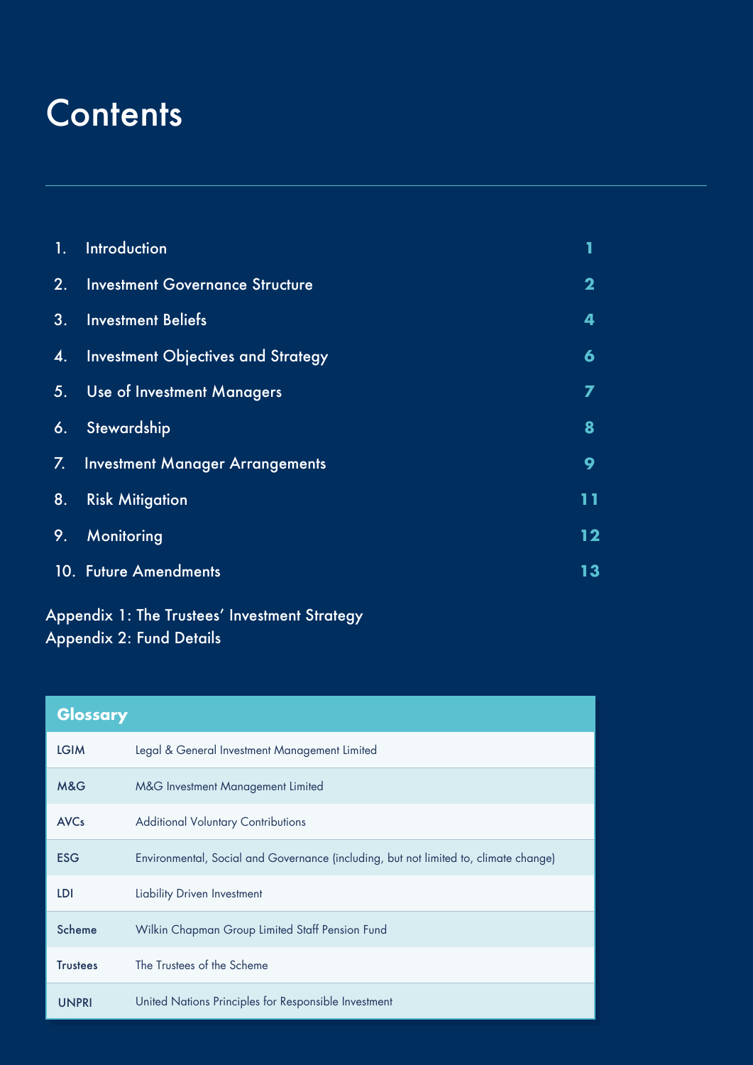# Contents

| | | |
|---|---|---|
| 1. | Introduction | 1 |
| 2. | Investment Governance Structure | 2 |
| 3. | Investment Beliefs | 4 |
| 4. | Investment Objectives and Strategy | 6 |
| 5. | Use of Investment Managers | 7 |
| 6. | Stewardship | 8 |
| 7. | Investment Manager Arrangements | 9 |
| 8. | Risk Mitigation | 11 |
| 9. | Monitoring | 12 |
| 10. | Future Amendments | 13 |

Appendix 1: The Trustees' Investment Strategy
Appendix 2: Fund Details

| Glossary | |
|---|---|
| LGIM | Legal & General Investment Management Limited |
| M&G | M&G Investment Management Limited |
| AVCs | Additional Voluntary Contributions |
| ESG | Environmental, Social and Governance (including, but not limited to, climate change) |
| LDI | Liability Driven Investment |
| Scheme | Wilkin Chapman Group Limited Staff Pension Fund |
| Trustees | The Trustees of the Scheme |
| UNPRI | United Nations Principles for Responsible Investment |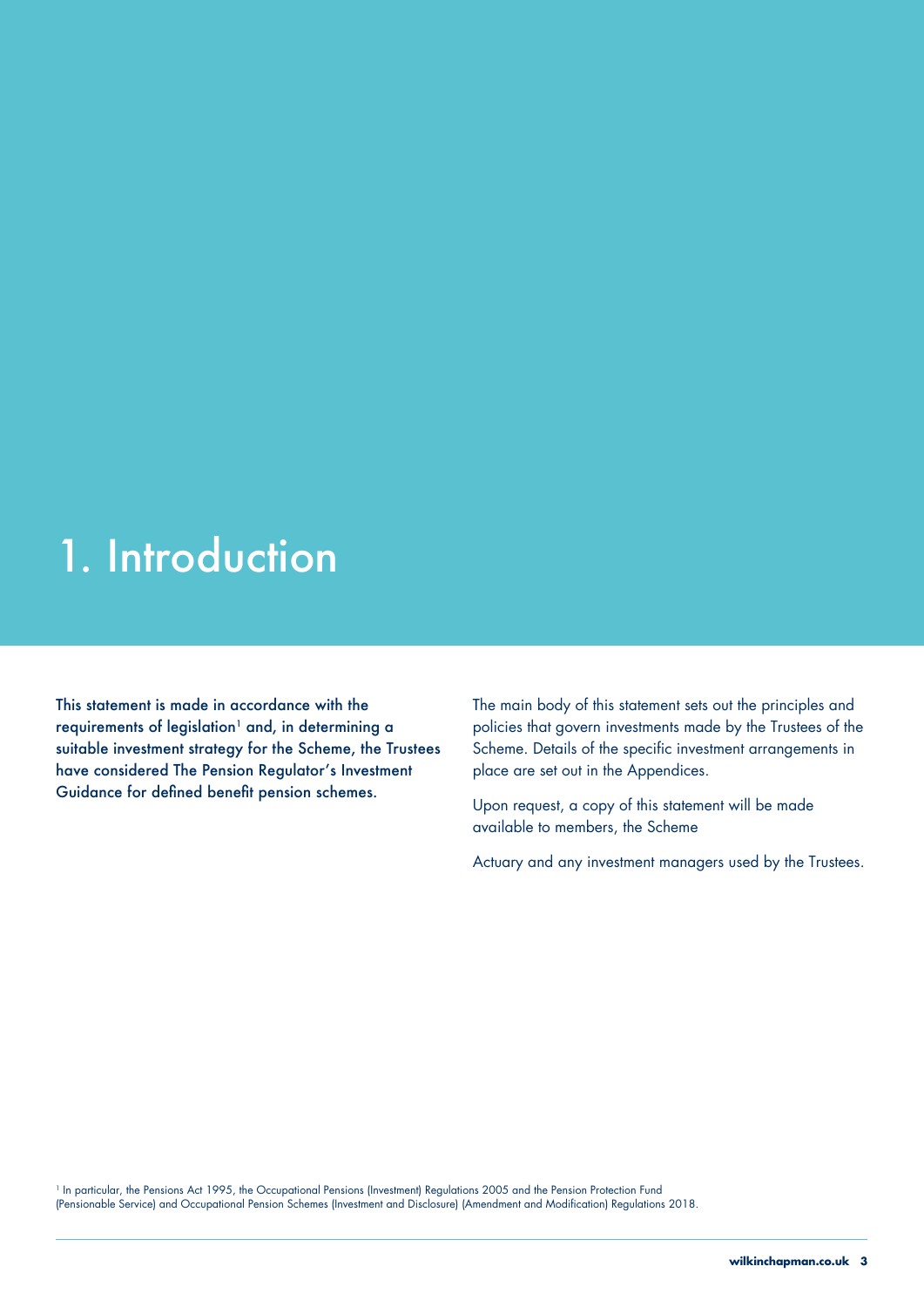# 1. Introduction

**This statement is made in accordance with the requirements of legislation[1] and, in determining a suitable investment strategy for the Scheme, the Trustees have considered The Pension Regulator's Investment Guidance for defined benefit pension schemes.**

The main body of this statement sets out the principles and policies that govern investments made by the Trustees of the Scheme. Details of the specific investment arrangements in place are set out in the Appendices.

Upon request, a copy of this statement will be made available to members, the Scheme

Actuary and any investment managers used by the Trustees.

[1] In particular, the Pensions Act 1995, the Occupational Pensions (Investment) Regulations 2005 and the Pension Protection Fund (Pensionable Service) and Occupational Pension Schemes (Investment and Disclosure) (Amendment and Modification) Regulations 2018.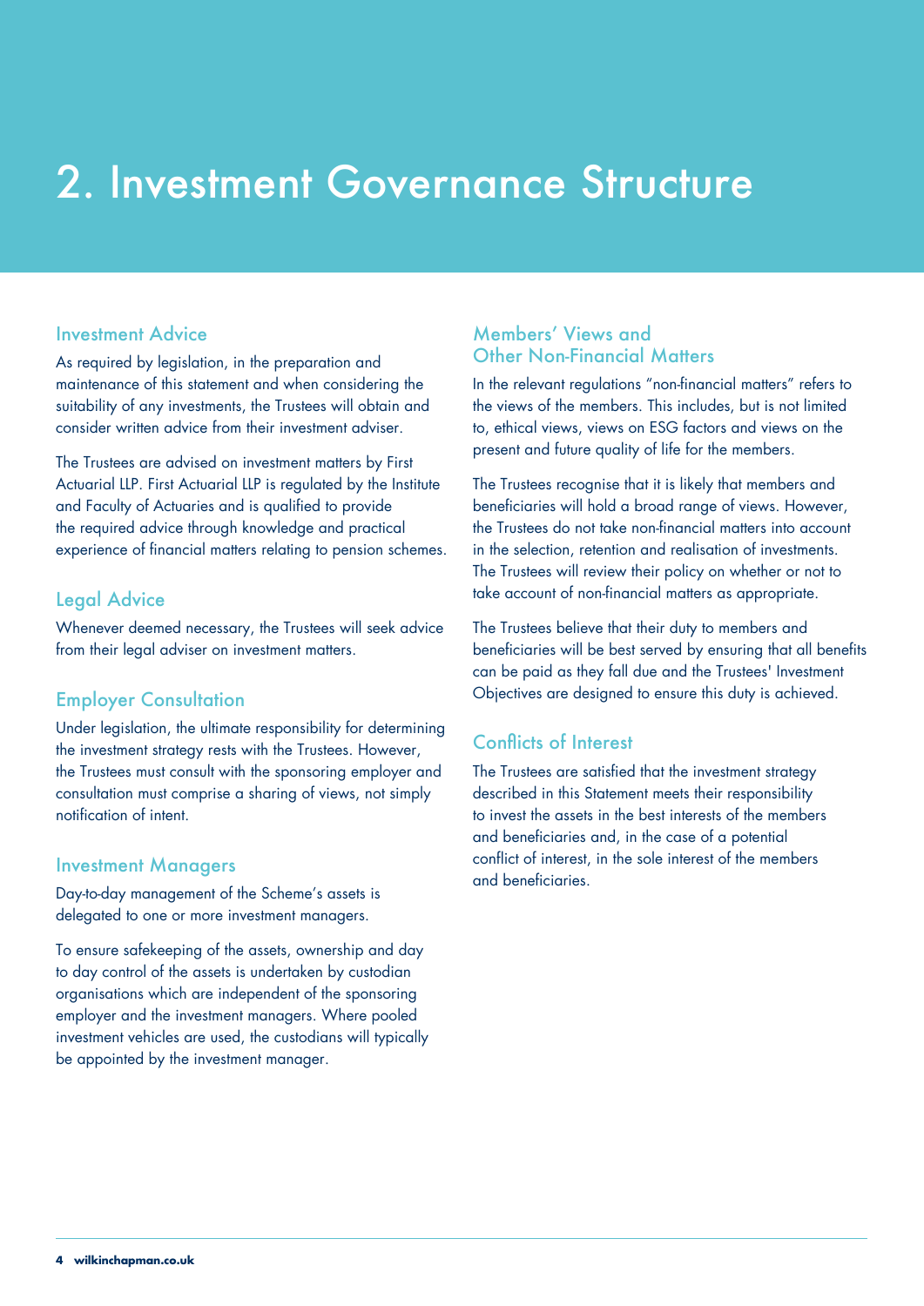# 2. Investment Governance Structure

## Investment Advice

As required by legislation, in the preparation and maintenance of this statement and when considering the suitability of any investments, the Trustees will obtain and consider written advice from their investment adviser.

The Trustees are advised on investment matters by First Actuarial LLP. First Actuarial LLP is regulated by the Institute and Faculty of Actuaries and is qualified to provide the required advice through knowledge and practical experience of financial matters relating to pension schemes.

## Legal Advice

Whenever deemed necessary, the Trustees will seek advice from their legal adviser on investment matters.

## Employer Consultation

Under legislation, the ultimate responsibility for determining the investment strategy rests with the Trustees. However, the Trustees must consult with the sponsoring employer and consultation must comprise a sharing of views, not simply notification of intent.

## Investment Managers

Day-to-day management of the Scheme's assets is delegated to one or more investment managers.

To ensure safekeeping of the assets, ownership and day to day control of the assets is undertaken by custodian organisations which are independent of the sponsoring employer and the investment managers. Where pooled investment vehicles are used, the custodians will typically be appointed by the investment manager.

## Members' Views and Other Non-Financial Matters

In the relevant regulations "non-financial matters" refers to the views of the members. This includes, but is not limited to, ethical views, views on ESG factors and views on the present and future quality of life for the members.

The Trustees recognise that it is likely that members and beneficiaries will hold a broad range of views. However, the Trustees do not take non-financial matters into account in the selection, retention and realisation of investments. The Trustees will review their policy on whether or not to take account of non-financial matters as appropriate.

The Trustees believe that their duty to members and beneficiaries will be best served by ensuring that all benefits can be paid as they fall due and the Trustees' Investment Objectives are designed to ensure this duty is achieved.

## Conflicts of Interest

The Trustees are satisfied that the investment strategy described in this Statement meets their responsibility to invest the assets in the best interests of the members and beneficiaries and, in the case of a potential conflict of interest, in the sole interest of the members and beneficiaries.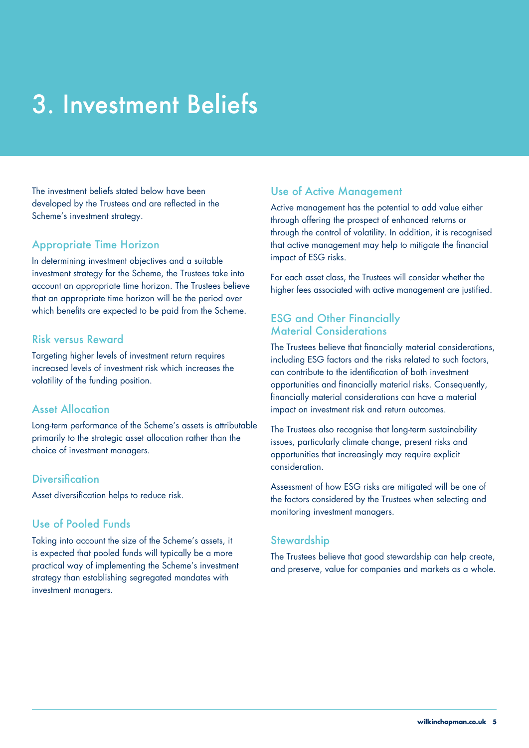# 3. Investment Beliefs

The investment beliefs stated below have been developed by the Trustees and are reflected in the Scheme's investment strategy.

## Appropriate Time Horizon

In determining investment objectives and a suitable investment strategy for the Scheme, the Trustees take into account an appropriate time horizon. The Trustees believe that an appropriate time horizon will be the period over which benefits are expected to be paid from the Scheme.

## Risk versus Reward

Targeting higher levels of investment return requires increased levels of investment risk which increases the volatility of the funding position.

## Asset Allocation

Long-term performance of the Scheme's assets is attributable primarily to the strategic asset allocation rather than the choice of investment managers.

## Diversification

Asset diversification helps to reduce risk.

## Use of Pooled Funds

Taking into account the size of the Scheme's assets, it is expected that pooled funds will typically be a more practical way of implementing the Scheme's investment strategy than establishing segregated mandates with investment managers.

## Use of Active Management

Active management has the potential to add value either through offering the prospect of enhanced returns or through the control of volatility. In addition, it is recognised that active management may help to mitigate the financial impact of ESG risks.

For each asset class, the Trustees will consider whether the higher fees associated with active management are justified.

## ESG and Other Financially Material Considerations

The Trustees believe that financially material considerations, including ESG factors and the risks related to such factors, can contribute to the identification of both investment opportunities and financially material risks. Consequently, financially material considerations can have a material impact on investment risk and return outcomes.

The Trustees also recognise that long-term sustainability issues, particularly climate change, present risks and opportunities that increasingly may require explicit consideration.

Assessment of how ESG risks are mitigated will be one of the factors considered by the Trustees when selecting and monitoring investment managers.

## Stewardship

The Trustees believe that good stewardship can help create, and preserve, value for companies and markets as a whole.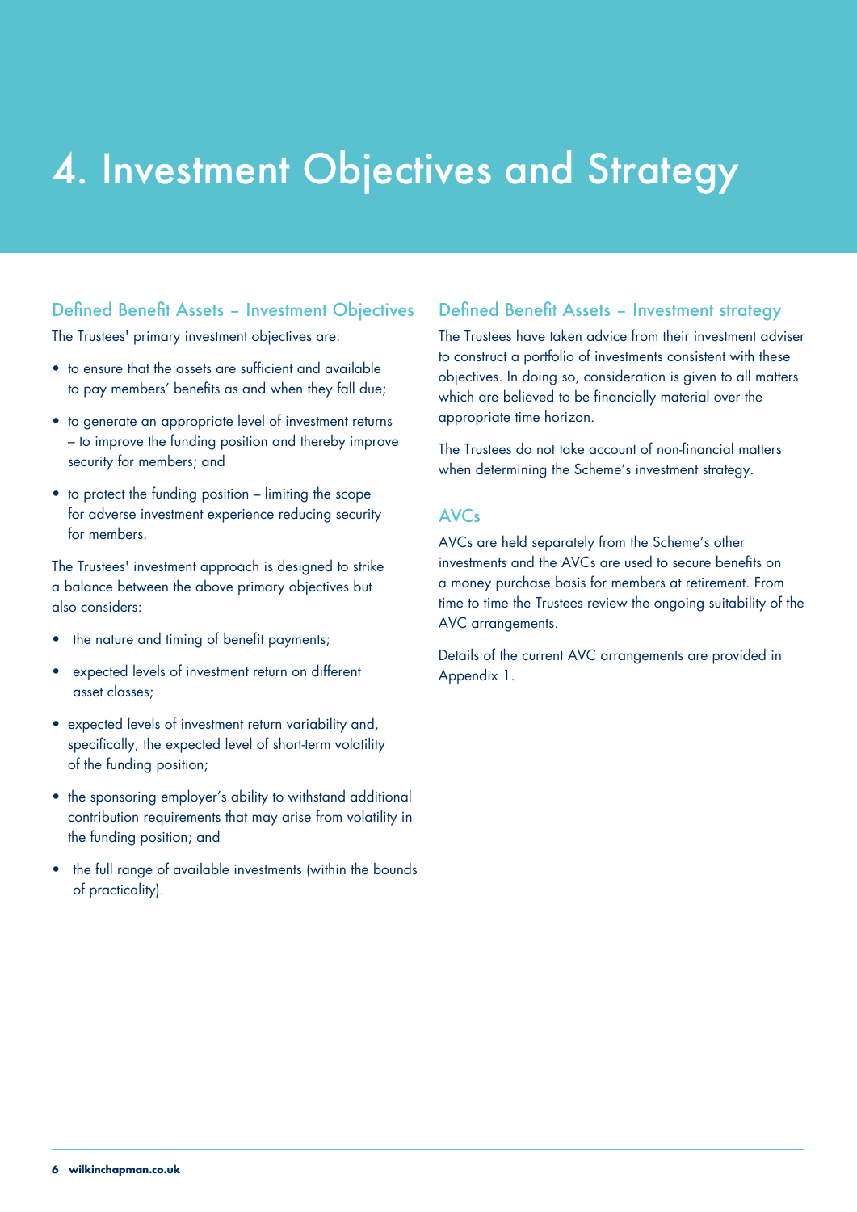# 4. Investment Objectives and Strategy

## Defined Benefit Assets – Investment Objectives

The Trustees' primary investment objectives are:

- to ensure that the assets are sufficient and available to pay members' benefits as and when they fall due;
- to generate an appropriate level of investment returns – to improve the funding position and thereby improve security for members; and
- to protect the funding position – limiting the scope for adverse investment experience reducing security for members.

The Trustees' investment approach is designed to strike a balance between the above primary objectives but also considers:

- the nature and timing of benefit payments;
- expected levels of investment return on different asset classes;
- expected levels of investment return variability and, specifically, the expected level of short-term volatility of the funding position;
- the sponsoring employer's ability to withstand additional contribution requirements that may arise from volatility in the funding position; and
- the full range of available investments (within the bounds of practicality).

## Defined Benefit Assets – Investment strategy

The Trustees have taken advice from their investment adviser to construct a portfolio of investments consistent with these objectives. In doing so, consideration is given to all matters which are believed to be financially material over the appropriate time horizon.

The Trustees do not take account of non-financial matters when determining the Scheme's investment strategy.

## AVCs

AVCs are held separately from the Scheme's other investments and the AVCs are used to secure benefits on a money purchase basis for members at retirement. From time to time the Trustees review the ongoing suitability of the AVC arrangements.

Details of the current AVC arrangements are provided in Appendix 1.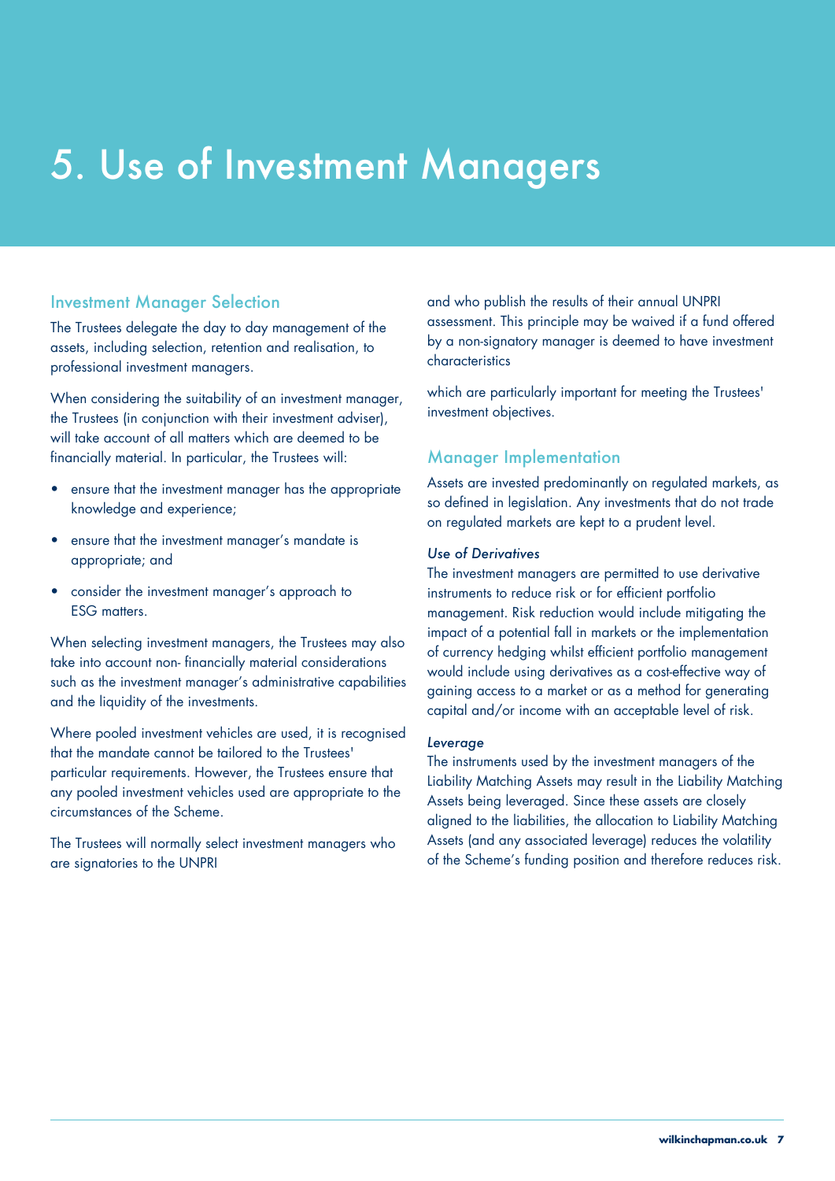# 5. Use of Investment Managers

## Investment Manager Selection

The Trustees delegate the day to day management of the assets, including selection, retention and realisation, to professional investment managers.

When considering the suitability of an investment manager, the Trustees (in conjunction with their investment adviser), will take account of all matters which are deemed to be financially material. In particular, the Trustees will:

- ensure that the investment manager has the appropriate knowledge and experience;
- ensure that the investment manager's mandate is appropriate; and
- consider the investment manager's approach to ESG matters.

When selecting investment managers, the Trustees may also take into account non- financially material considerations such as the investment manager's administrative capabilities and the liquidity of the investments.

Where pooled investment vehicles are used, it is recognised that the mandate cannot be tailored to the Trustees' particular requirements. However, the Trustees ensure that any pooled investment vehicles used are appropriate to the circumstances of the Scheme.

The Trustees will normally select investment managers who are signatories to the UNPRI and who publish the results of their annual UNPRI assessment. This principle may be waived if a fund offered by a non-signatory manager is deemed to have investment characteristics

which are particularly important for meeting the Trustees' investment objectives.

## Manager Implementation

Assets are invested predominantly on regulated markets, as so defined in legislation. Any investments that do not trade on regulated markets are kept to a prudent level.

*Use of Derivatives*

The investment managers are permitted to use derivative instruments to reduce risk or for efficient portfolio management. Risk reduction would include mitigating the impact of a potential fall in markets or the implementation of currency hedging whilst efficient portfolio management would include using derivatives as a cost-effective way of gaining access to a market or as a method for generating capital and/or income with an acceptable level of risk.

*Leverage*

The instruments used by the investment managers of the Liability Matching Assets may result in the Liability Matching Assets being leveraged. Since these assets are closely aligned to the liabilities, the allocation to Liability Matching Assets (and any associated leverage) reduces the volatility of the Scheme's funding position and therefore reduces risk.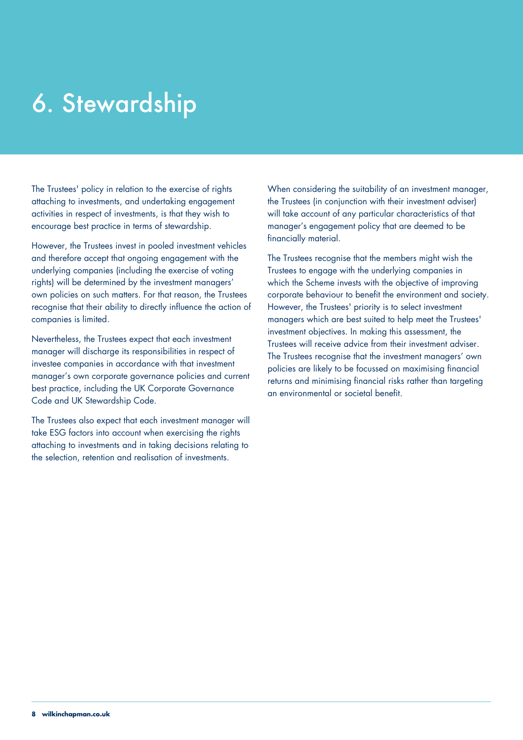# 6. Stewardship

The Trustees' policy in relation to the exercise of rights attaching to investments, and undertaking engagement activities in respect of investments, is that they wish to encourage best practice in terms of stewardship.

However, the Trustees invest in pooled investment vehicles and therefore accept that ongoing engagement with the underlying companies (including the exercise of voting rights) will be determined by the investment managers' own policies on such matters. For that reason, the Trustees recognise that their ability to directly influence the action of companies is limited.

Nevertheless, the Trustees expect that each investment manager will discharge its responsibilities in respect of investee companies in accordance with that investment manager's own corporate governance policies and current best practice, including the UK Corporate Governance Code and UK Stewardship Code.

The Trustees also expect that each investment manager will take ESG factors into account when exercising the rights attaching to investments and in taking decisions relating to the selection, retention and realisation of investments.

When considering the suitability of an investment manager, the Trustees (in conjunction with their investment adviser) will take account of any particular characteristics of that manager's engagement policy that are deemed to be financially material.

The Trustees recognise that the members might wish the Trustees to engage with the underlying companies in which the Scheme invests with the objective of improving corporate behaviour to benefit the environment and society. However, the Trustees' priority is to select investment managers which are best suited to help meet the Trustees' investment objectives. In making this assessment, the Trustees will receive advice from their investment adviser. The Trustees recognise that the investment managers' own policies are likely to be focussed on maximising financial returns and minimising financial risks rather than targeting an environmental or societal benefit.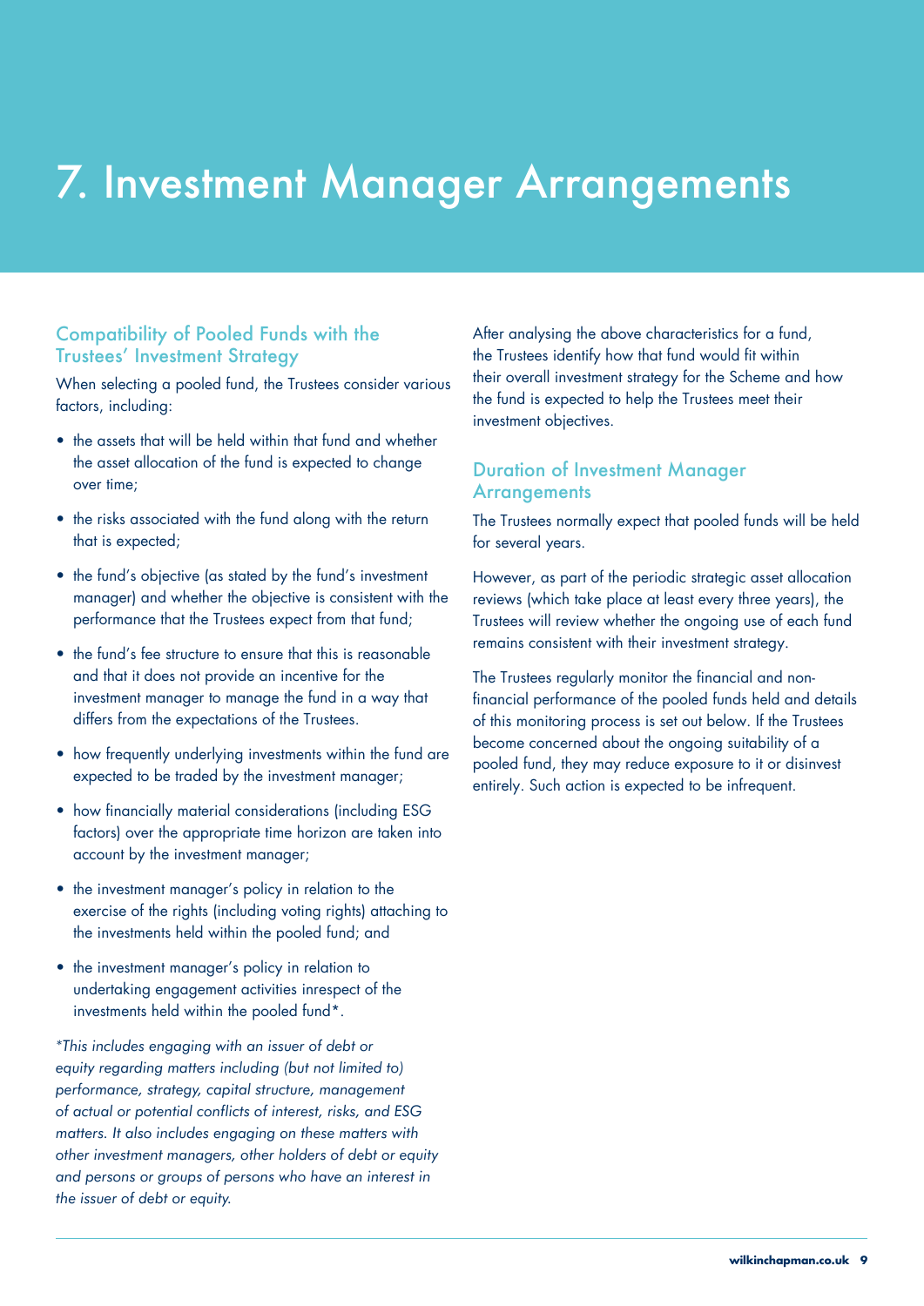# 7. Investment Manager Arrangements

## Compatibility of Pooled Funds with the Trustees' Investment Strategy

When selecting a pooled fund, the Trustees consider various factors, including:

- the assets that will be held within that fund and whether the asset allocation of the fund is expected to change over time;
- the risks associated with the fund along with the return that is expected;
- the fund's objective (as stated by the fund's investment manager) and whether the objective is consistent with the performance that the Trustees expect from that fund;
- the fund's fee structure to ensure that this is reasonable and that it does not provide an incentive for the investment manager to manage the fund in a way that differs from the expectations of the Trustees.
- how frequently underlying investments within the fund are expected to be traded by the investment manager;
- how financially material considerations (including ESG factors) over the appropriate time horizon are taken into account by the investment manager;
- the investment manager's policy in relation to the exercise of the rights (including voting rights) attaching to the investments held within the pooled fund; and
- the investment manager's policy in relation to undertaking engagement activities inrespect of the investments held within the pooled fund*.

*\*This includes engaging with an issuer of debt or equity regarding matters including (but not limited to) performance, strategy, capital structure, management of actual or potential conflicts of interest, risks, and ESG matters. It also includes engaging on these matters with other investment managers, other holders of debt or equity and persons or groups of persons who have an interest in the issuer of debt or equity.*

After analysing the above characteristics for a fund, the Trustees identify how that fund would fit within their overall investment strategy for the Scheme and how the fund is expected to help the Trustees meet their investment objectives.

## Duration of Investment Manager Arrangements

The Trustees normally expect that pooled funds will be held for several years.

However, as part of the periodic strategic asset allocation reviews (which take place at least every three years), the Trustees will review whether the ongoing use of each fund remains consistent with their investment strategy.

The Trustees regularly monitor the financial and non-financial performance of the pooled funds held and details of this monitoring process is set out below. If the Trustees become concerned about the ongoing suitability of a pooled fund, they may reduce exposure to it or disinvest entirely. Such action is expected to be infrequent.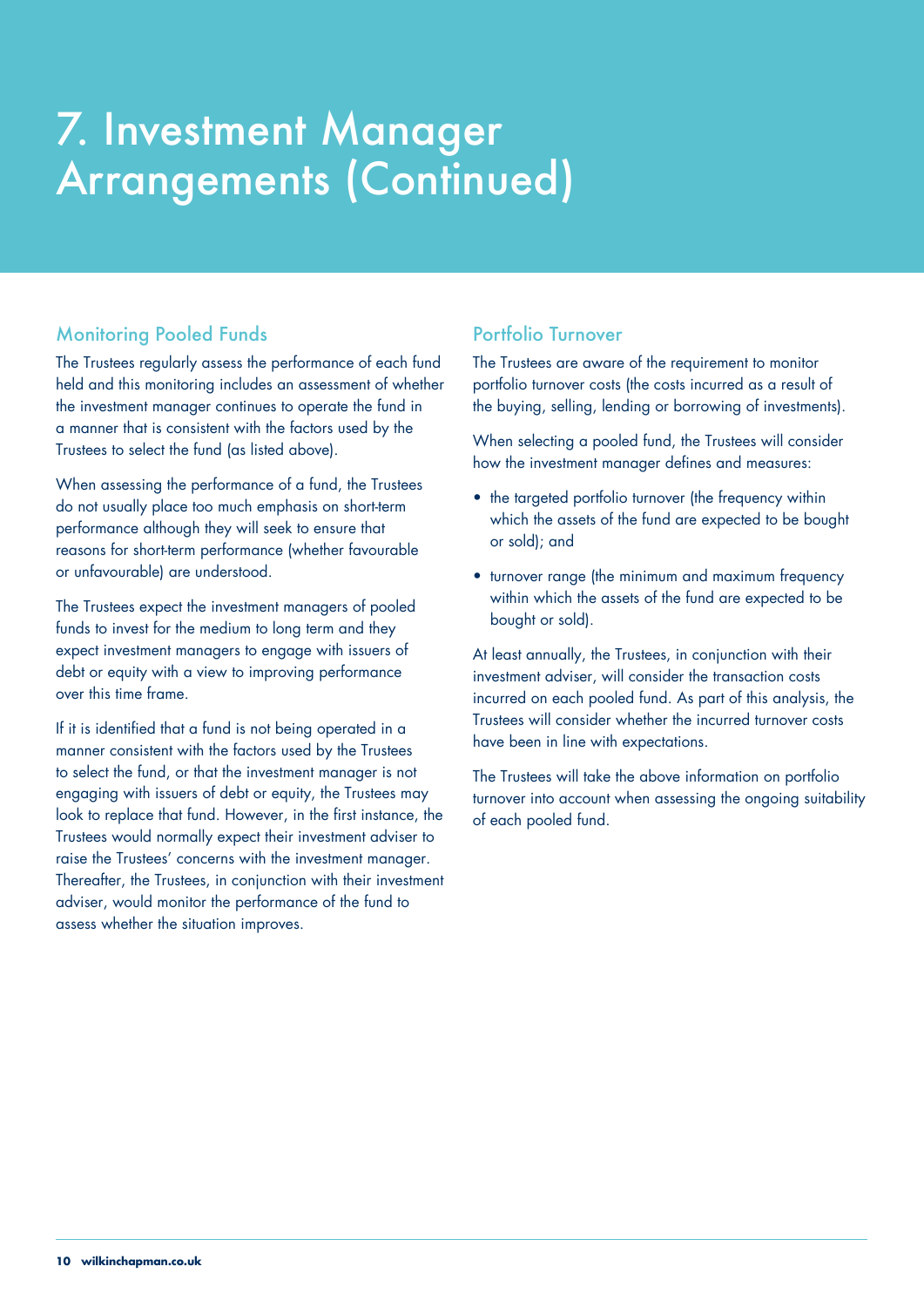# 7. Investment Manager Arrangements (Continued)

## Monitoring Pooled Funds

The Trustees regularly assess the performance of each fund held and this monitoring includes an assessment of whether the investment manager continues to operate the fund in a manner that is consistent with the factors used by the Trustees to select the fund (as listed above).

When assessing the performance of a fund, the Trustees do not usually place too much emphasis on short-term performance although they will seek to ensure that reasons for short-term performance (whether favourable or unfavourable) are understood.

The Trustees expect the investment managers of pooled funds to invest for the medium to long term and they expect investment managers to engage with issuers of debt or equity with a view to improving performance over this time frame.

If it is identified that a fund is not being operated in a manner consistent with the factors used by the Trustees to select the fund, or that the investment manager is not engaging with issuers of debt or equity, the Trustees may look to replace that fund. However, in the first instance, the Trustees would normally expect their investment adviser to raise the Trustees' concerns with the investment manager. Thereafter, the Trustees, in conjunction with their investment adviser, would monitor the performance of the fund to assess whether the situation improves.

## Portfolio Turnover

The Trustees are aware of the requirement to monitor portfolio turnover costs (the costs incurred as a result of the buying, selling, lending or borrowing of investments).

When selecting a pooled fund, the Trustees will consider how the investment manager defines and measures:

- the targeted portfolio turnover (the frequency within which the assets of the fund are expected to be bought or sold); and
- turnover range (the minimum and maximum frequency within which the assets of the fund are expected to be bought or sold).

At least annually, the Trustees, in conjunction with their investment adviser, will consider the transaction costs incurred on each pooled fund. As part of this analysis, the Trustees will consider whether the incurred turnover costs have been in line with expectations.

The Trustees will take the above information on portfolio turnover into account when assessing the ongoing suitability of each pooled fund.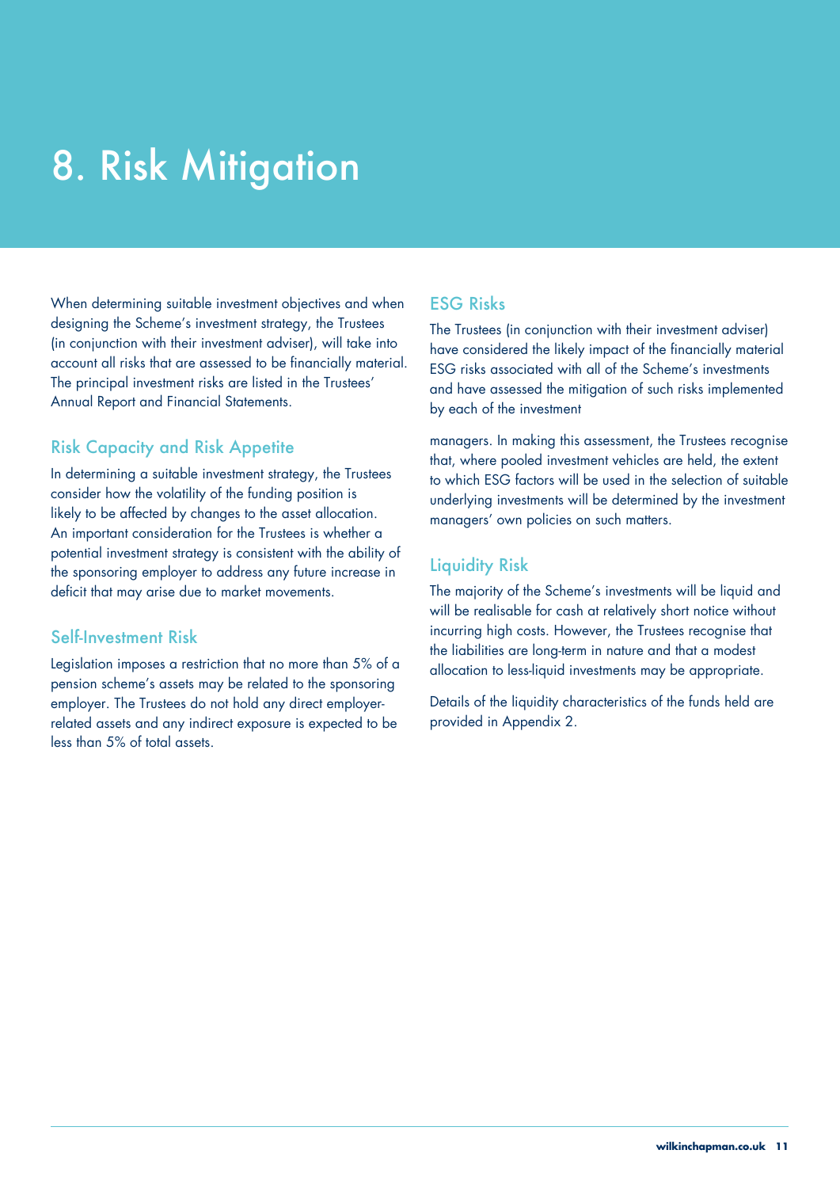# 8. Risk Mitigation

When determining suitable investment objectives and when designing the Scheme's investment strategy, the Trustees (in conjunction with their investment adviser), will take into account all risks that are assessed to be financially material. The principal investment risks are listed in the Trustees' Annual Report and Financial Statements.

## Risk Capacity and Risk Appetite

In determining a suitable investment strategy, the Trustees consider how the volatility of the funding position is likely to be affected by changes to the asset allocation. An important consideration for the Trustees is whether a potential investment strategy is consistent with the ability of the sponsoring employer to address any future increase in deficit that may arise due to market movements.

## Self-Investment Risk

Legislation imposes a restriction that no more than 5% of a pension scheme's assets may be related to the sponsoring employer. The Trustees do not hold any direct employer-related assets and any indirect exposure is expected to be less than 5% of total assets.

## ESG Risks

The Trustees (in conjunction with their investment adviser) have considered the likely impact of the financially material ESG risks associated with all of the Scheme's investments and have assessed the mitigation of such risks implemented by each of the investment managers. In making this assessment, the Trustees recognise that, where pooled investment vehicles are held, the extent to which ESG factors will be used in the selection of suitable underlying investments will be determined by the investment managers' own policies on such matters.

## Liquidity Risk

The majority of the Scheme's investments will be liquid and will be realisable for cash at relatively short notice without incurring high costs. However, the Trustees recognise that the liabilities are long-term in nature and that a modest allocation to less-liquid investments may be appropriate.

Details of the liquidity characteristics of the funds held are provided in Appendix 2.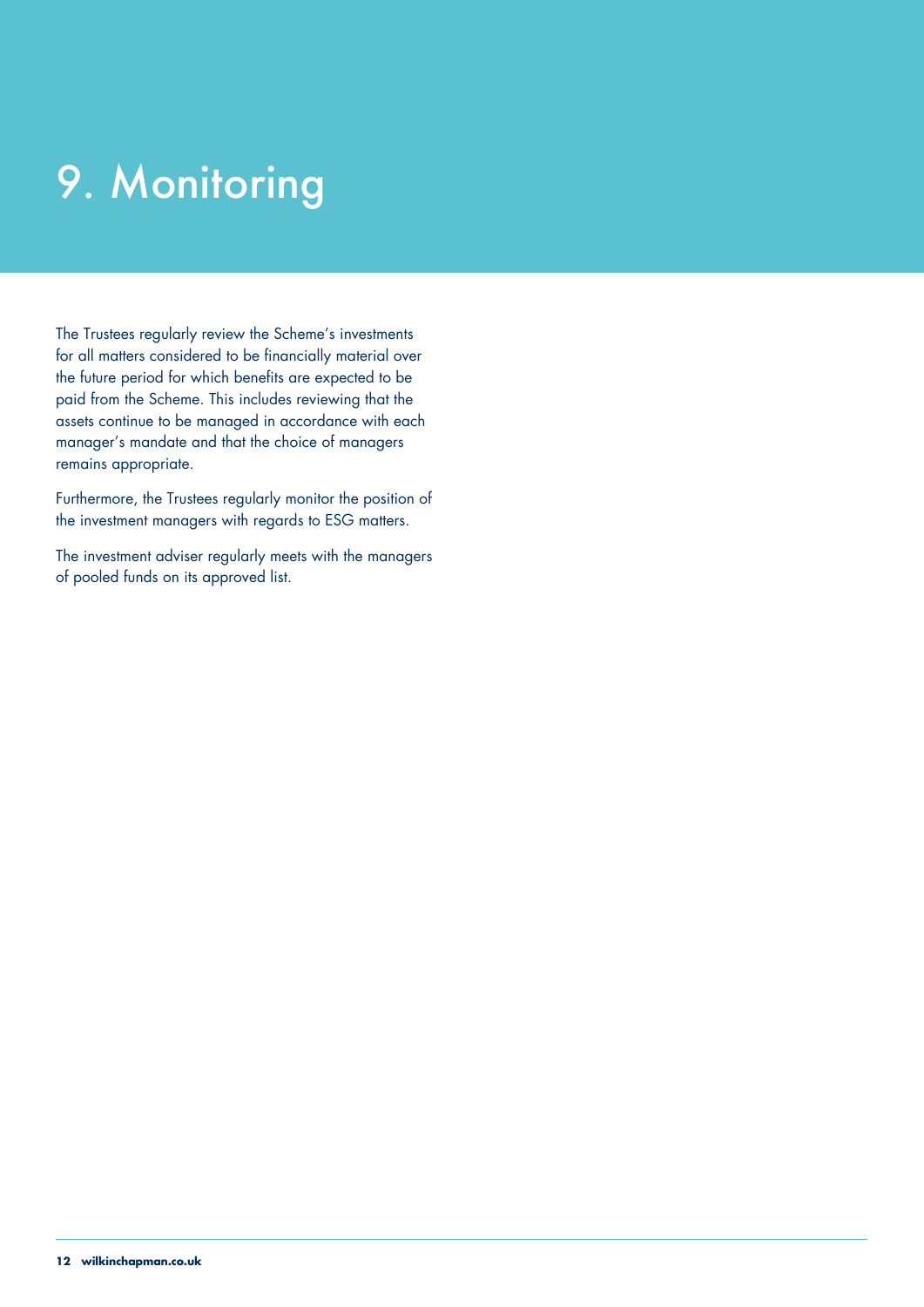# 9. Monitoring

The Trustees regularly review the Scheme's investments for all matters considered to be financially material over the future period for which benefits are expected to be paid from the Scheme. This includes reviewing that the assets continue to be managed in accordance with each manager's mandate and that the choice of managers remains appropriate.

Furthermore, the Trustees regularly monitor the position of the investment managers with regards to ESG matters.

The investment adviser regularly meets with the managers of pooled funds on its approved list.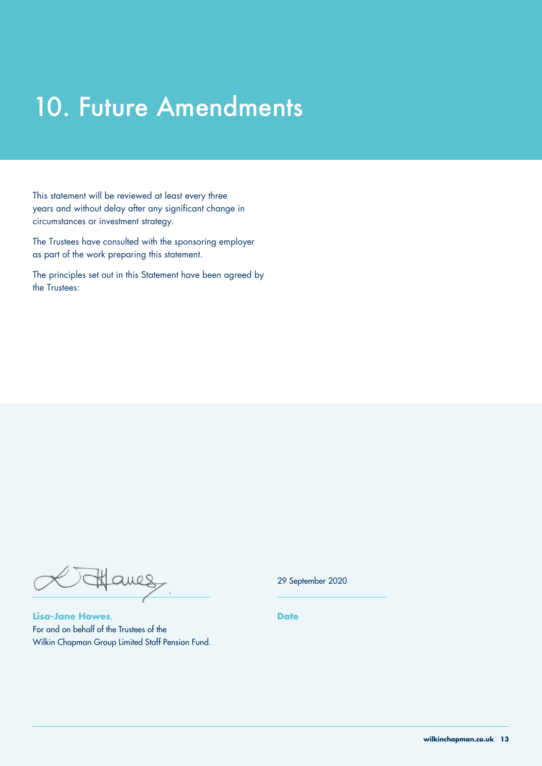# 10. Future Amendments

This statement will be reviewed at least every three years and without delay after any significant change in circumstances or investment strategy.

The Trustees have consulted with the sponsoring employer as part of the work preparing this statement.

The principles set out in this Statement have been agreed by the Trustees:

29 September 2020

**Lisa-Jane Howes**,
For and on behalf of the Trustees of the
Wilkin Chapman Group Limited Staff Pension Fund.

**Date**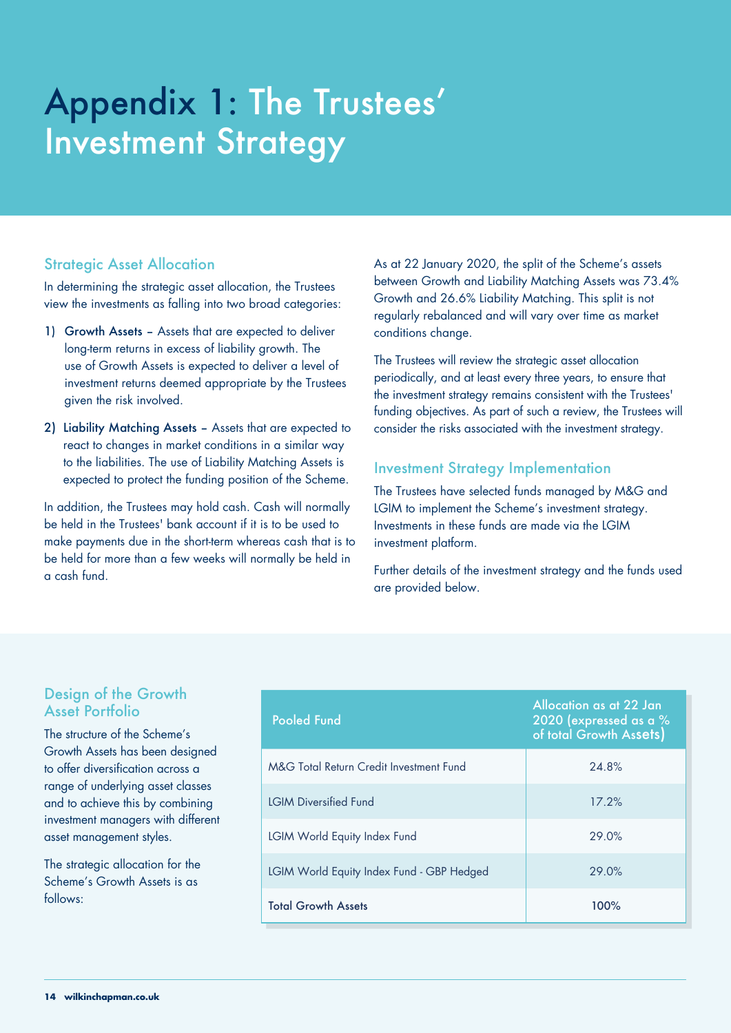# Appendix 1: The Trustees' Investment Strategy

## Strategic Asset Allocation

In determining the strategic asset allocation, the Trustees view the investments as falling into two broad categories:

1) **Growth Assets** – Assets that are expected to deliver long-term returns in excess of liability growth. The use of Growth Assets is expected to deliver a level of investment returns deemed appropriate by the Trustees given the risk involved.

2) **Liability Matching Assets** – Assets that are expected to react to changes in market conditions in a similar way to the liabilities. The use of Liability Matching Assets is expected to protect the funding position of the Scheme.

In addition, the Trustees may hold cash. Cash will normally be held in the Trustees' bank account if it is to be used to make payments due in the short-term whereas cash that is to be held for more than a few weeks will normally be held in a cash fund.

As at 22 January 2020, the split of the Scheme's assets between Growth and Liability Matching Assets was 73.4% Growth and 26.6% Liability Matching. This split is not regularly rebalanced and will vary over time as market conditions change.

The Trustees will review the strategic asset allocation periodically, and at least every three years, to ensure that the investment strategy remains consistent with the Trustees' funding objectives. As part of such a review, the Trustees will consider the risks associated with the investment strategy.

## Investment Strategy Implementation

The Trustees have selected funds managed by M&G and LGIM to implement the Scheme's investment strategy. Investments in these funds are made via the LGIM investment platform.

Further details of the investment strategy and the funds used are provided below.

## Design of the Growth Asset Portfolio

The structure of the Scheme's Growth Assets has been designed to offer diversification across a range of underlying asset classes and to achieve this by combining investment managers with different asset management styles.

The strategic allocation for the Scheme's Growth Assets is as follows:

| Pooled Fund | Allocation as at 22 Jan 2020 (expressed as a % of total Growth Assets) |
|---|---|
| M&G Total Return Credit Investment Fund | 24.8% |
| LGIM Diversified Fund | 17.2% |
| LGIM World Equity Index Fund | 29.0% |
| LGIM World Equity Index Fund - GBP Hedged | 29.0% |
| **Total Growth Assets** | **100%** |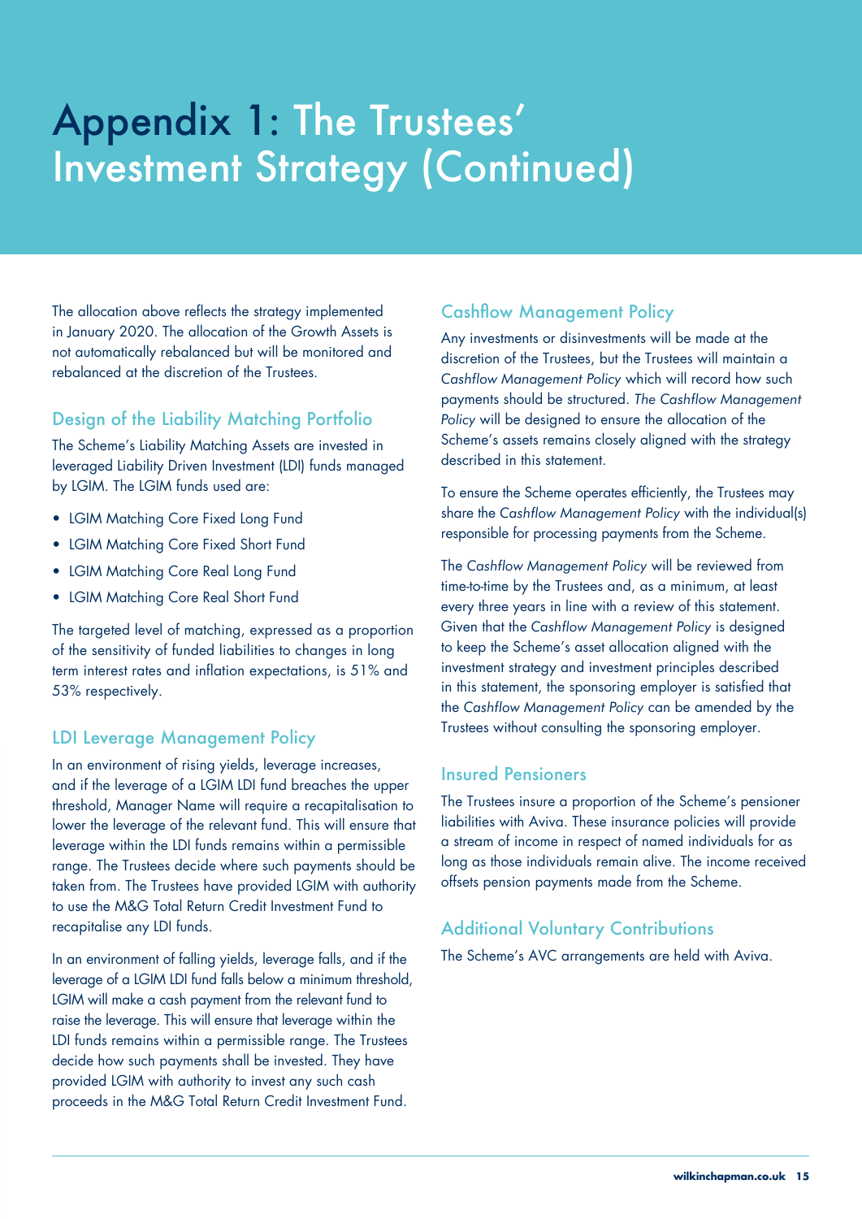# Appendix 1: The Trustees' Investment Strategy (Continued)

The allocation above reflects the strategy implemented in January 2020. The allocation of the Growth Assets is not automatically rebalanced but will be monitored and rebalanced at the discretion of the Trustees.

## Design of the Liability Matching Portfolio

The Scheme's Liability Matching Assets are invested in leveraged Liability Driven Investment (LDI) funds managed by LGIM. The LGIM funds used are:

- LGIM Matching Core Fixed Long Fund
- LGIM Matching Core Fixed Short Fund
- LGIM Matching Core Real Long Fund
- LGIM Matching Core Real Short Fund

The targeted level of matching, expressed as a proportion of the sensitivity of funded liabilities to changes in long term interest rates and inflation expectations, is 51% and 53% respectively.

## LDI Leverage Management Policy

In an environment of rising yields, leverage increases, and if the leverage of a LGIM LDI fund breaches the upper threshold, Manager Name will require a recapitalisation to lower the leverage of the relevant fund. This will ensure that leverage within the LDI funds remains within a permissible range. The Trustees decide where such payments should be taken from. The Trustees have provided LGIM with authority to use the M&G Total Return Credit Investment Fund to recapitalise any LDI funds.

In an environment of falling yields, leverage falls, and if the leverage of a LGIM LDI fund falls below a minimum threshold, LGIM will make a cash payment from the relevant fund to raise the leverage. This will ensure that leverage within the LDI funds remains within a permissible range. The Trustees decide how such payments shall be invested. They have provided LGIM with authority to invest any such cash proceeds in the M&G Total Return Credit Investment Fund.

## Cashflow Management Policy

Any investments or disinvestments will be made at the discretion of the Trustees, but the Trustees will maintain a *Cashflow Management Policy* which will record how such payments should be structured. *The Cashflow Management Policy* will be designed to ensure the allocation of the Scheme's assets remains closely aligned with the strategy described in this statement.

To ensure the Scheme operates efficiently, the Trustees may share the *Cashflow Management Policy* with the individual(s) responsible for processing payments from the Scheme.

The *Cashflow Management Policy* will be reviewed from time-to-time by the Trustees and, as a minimum, at least every three years in line with a review of this statement. Given that the *Cashflow Management Policy* is designed to keep the Scheme's asset allocation aligned with the investment strategy and investment principles described in this statement, the sponsoring employer is satisfied that the *Cashflow Management Policy* can be amended by the Trustees without consulting the sponsoring employer.

## Insured Pensioners

The Trustees insure a proportion of the Scheme's pensioner liabilities with Aviva. These insurance policies will provide a stream of income in respect of named individuals for as long as those individuals remain alive. The income received offsets pension payments made from the Scheme.

## Additional Voluntary Contributions

The Scheme's AVC arrangements are held with Aviva.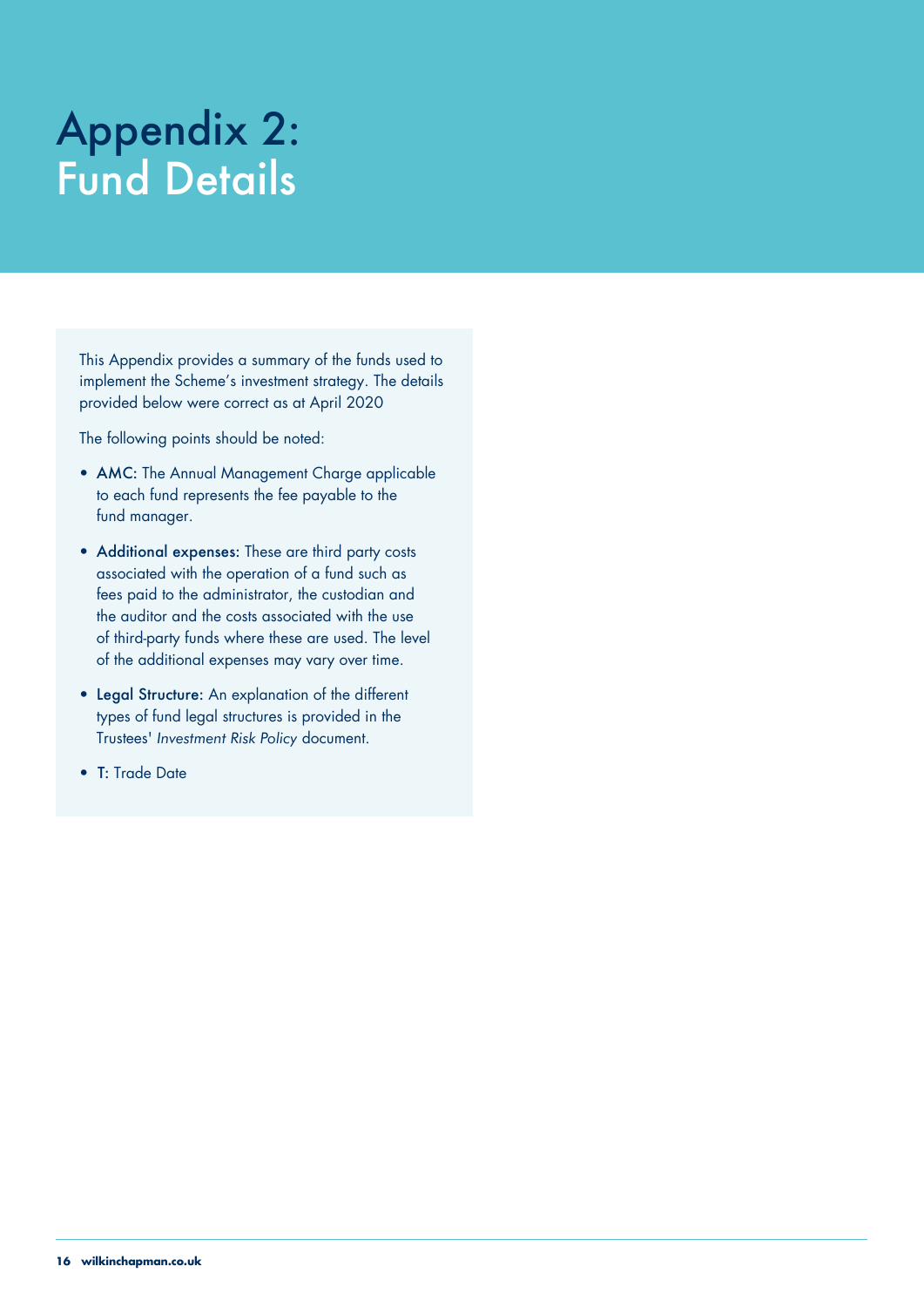# Appendix 2: Fund Details

This Appendix provides a summary of the funds used to implement the Scheme's investment strategy. The details provided below were correct as at April 2020

The following points should be noted:

- **AMC:** The Annual Management Charge applicable to each fund represents the fee payable to the fund manager.
- **Additional expenses:** These are third party costs associated with the operation of a fund such as fees paid to the administrator, the custodian and the auditor and the costs associated with the use of third-party funds where these are used. The level of the additional expenses may vary over time.
- **Legal Structure:** An explanation of the different types of fund legal structures is provided in the Trustees' *Investment Risk Policy* document.
- **T:** Trade Date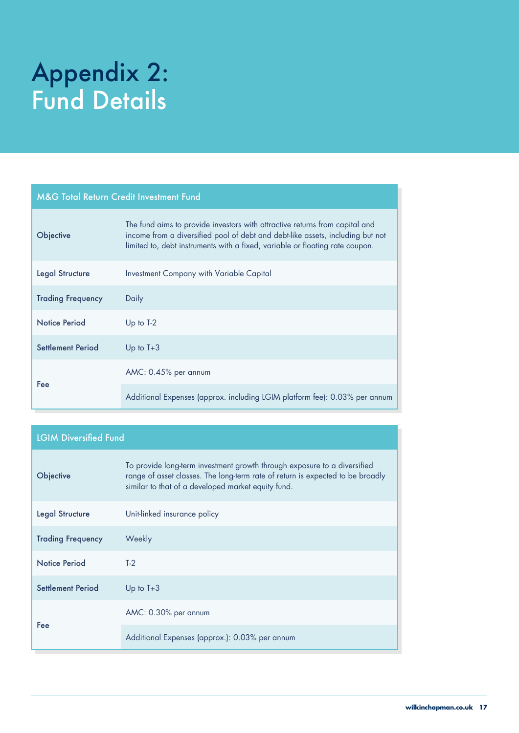# Appendix 2: Fund Details

| M&G Total Return Credit Investment Fund | |
|---|---|
| Objective | The fund aims to provide investors with attractive returns from capital and income from a diversified pool of debt and debt-like assets, including but not limited to, debt instruments with a fixed, variable or floating rate coupon. |
| Legal Structure | Investment Company with Variable Capital |
| Trading Frequency | Daily |
| Notice Period | Up to T-2 |
| Settlement Period | Up to T+3 |
| Fee | AMC: 0.45% per annum |
| | Additional Expenses (approx. including LGIM platform fee): 0.03% per annum |

| LGIM Diversified Fund | |
|---|---|
| Objective | To provide long-term investment growth through exposure to a diversified range of asset classes. The long-term rate of return is expected to be broadly similar to that of a developed market equity fund. |
| Legal Structure | Unit-linked insurance policy |
| Trading Frequency | Weekly |
| Notice Period | T-2 |
| Settlement Period | Up to T+3 |
| Fee | AMC: 0.30% per annum |
| | Additional Expenses (approx.): 0.03% per annum |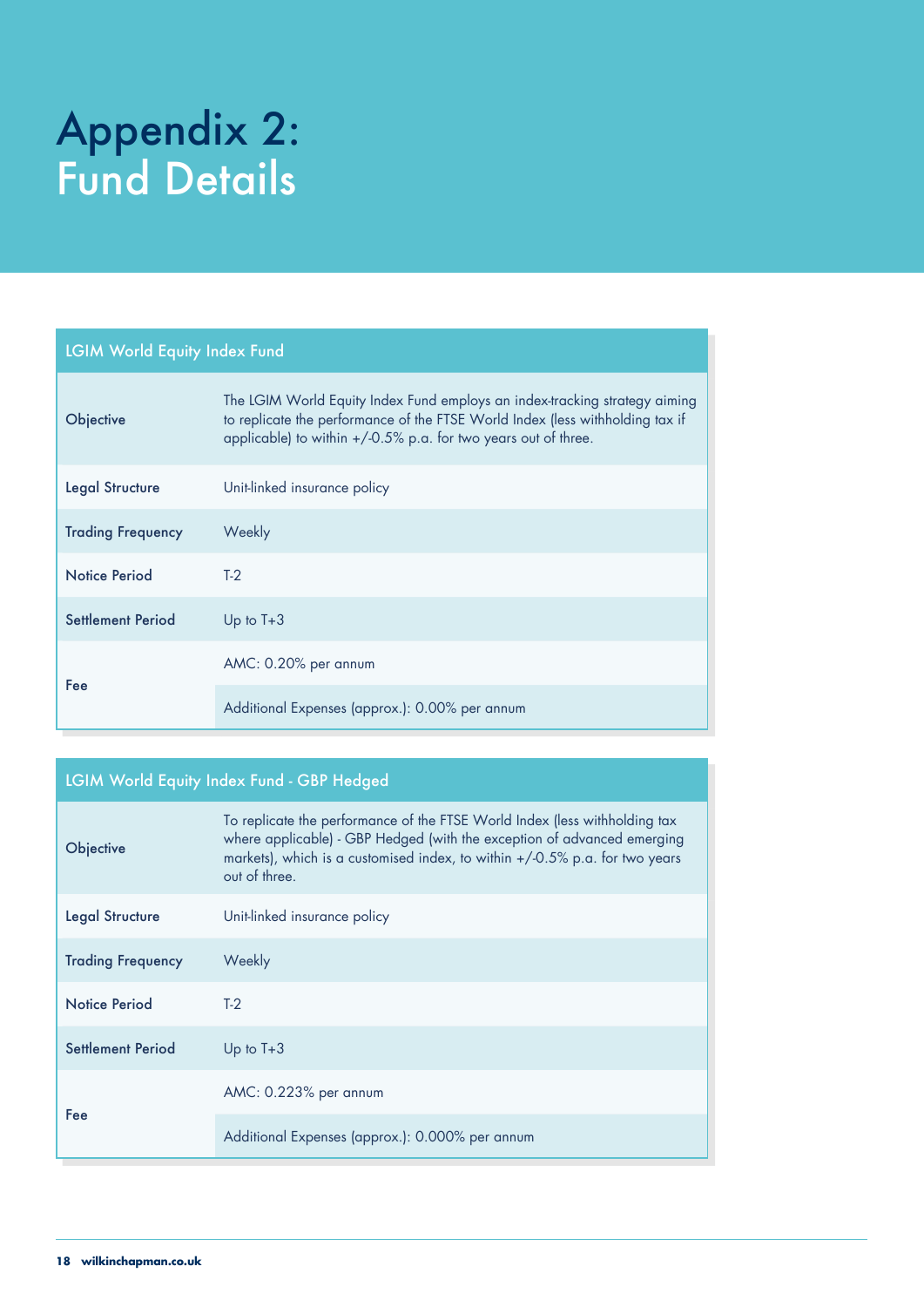# Appendix 2: Fund Details

| LGIM World Equity Index Fund | |
|---|---|
| Objective | The LGIM World Equity Index Fund employs an index-tracking strategy aiming to replicate the performance of the FTSE World Index (less withholding tax if applicable) to within +/-0.5% p.a. for two years out of three. |
| Legal Structure | Unit-linked insurance policy |
| Trading Frequency | Weekly |
| Notice Period | T-2 |
| Settlement Period | Up to T+3 |
| Fee | AMC: 0.20% per annum |
| | Additional Expenses (approx.): 0.00% per annum |

| LGIM World Equity Index Fund - GBP Hedged | |
|---|---|
| Objective | To replicate the performance of the FTSE World Index (less withholding tax where applicable) - GBP Hedged (with the exception of advanced emerging markets), which is a customised index, to within +/-0.5% p.a. for two years out of three. |
| Legal Structure | Unit-linked insurance policy |
| Trading Frequency | Weekly |
| Notice Period | T-2 |
| Settlement Period | Up to T+3 |
| Fee | AMC: 0.223% per annum |
| | Additional Expenses (approx.): 0.000% per annum |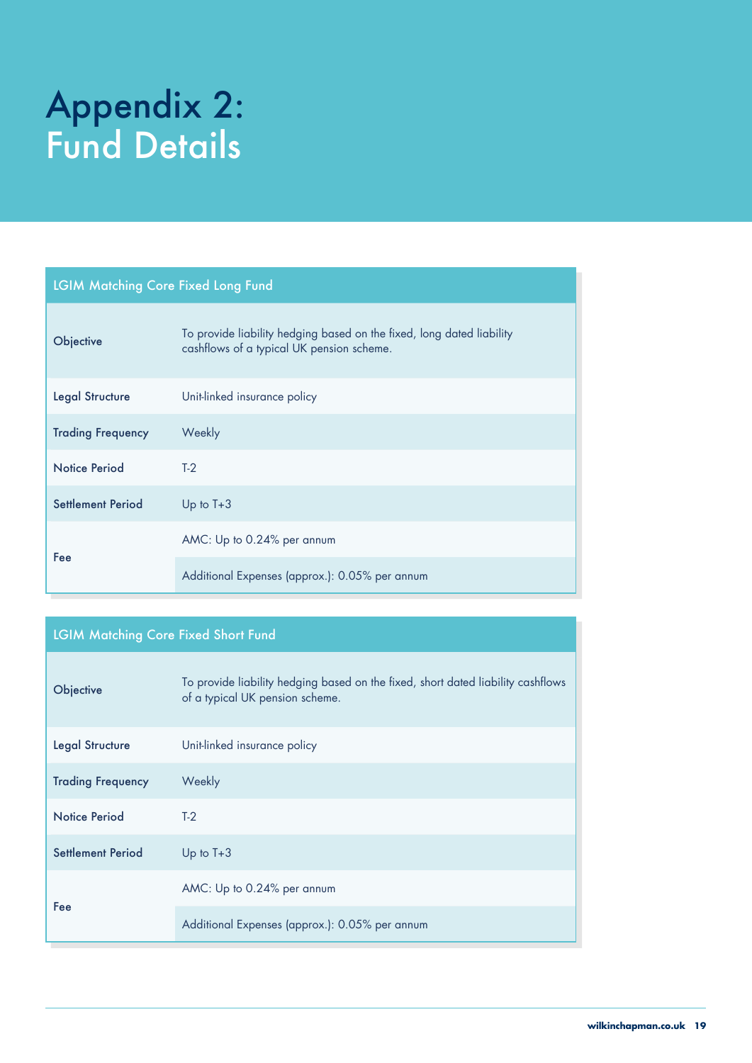# Appendix 2: Fund Details

| LGIM Matching Core Fixed Long Fund | |
|---|---|
| Objective | To provide liability hedging based on the fixed, long dated liability cashflows of a typical UK pension scheme. |
| Legal Structure | Unit-linked insurance policy |
| Trading Frequency | Weekly |
| Notice Period | T-2 |
| Settlement Period | Up to T+3 |
| Fee | AMC: Up to 0.24% per annum |
| | Additional Expenses (approx.): 0.05% per annum |

| LGIM Matching Core Fixed Short Fund | |
|---|---|
| Objective | To provide liability hedging based on the fixed, short dated liability cashflows of a typical UK pension scheme. |
| Legal Structure | Unit-linked insurance policy |
| Trading Frequency | Weekly |
| Notice Period | T-2 |
| Settlement Period | Up to T+3 |
| Fee | AMC: Up to 0.24% per annum |
| | Additional Expenses (approx.): 0.05% per annum |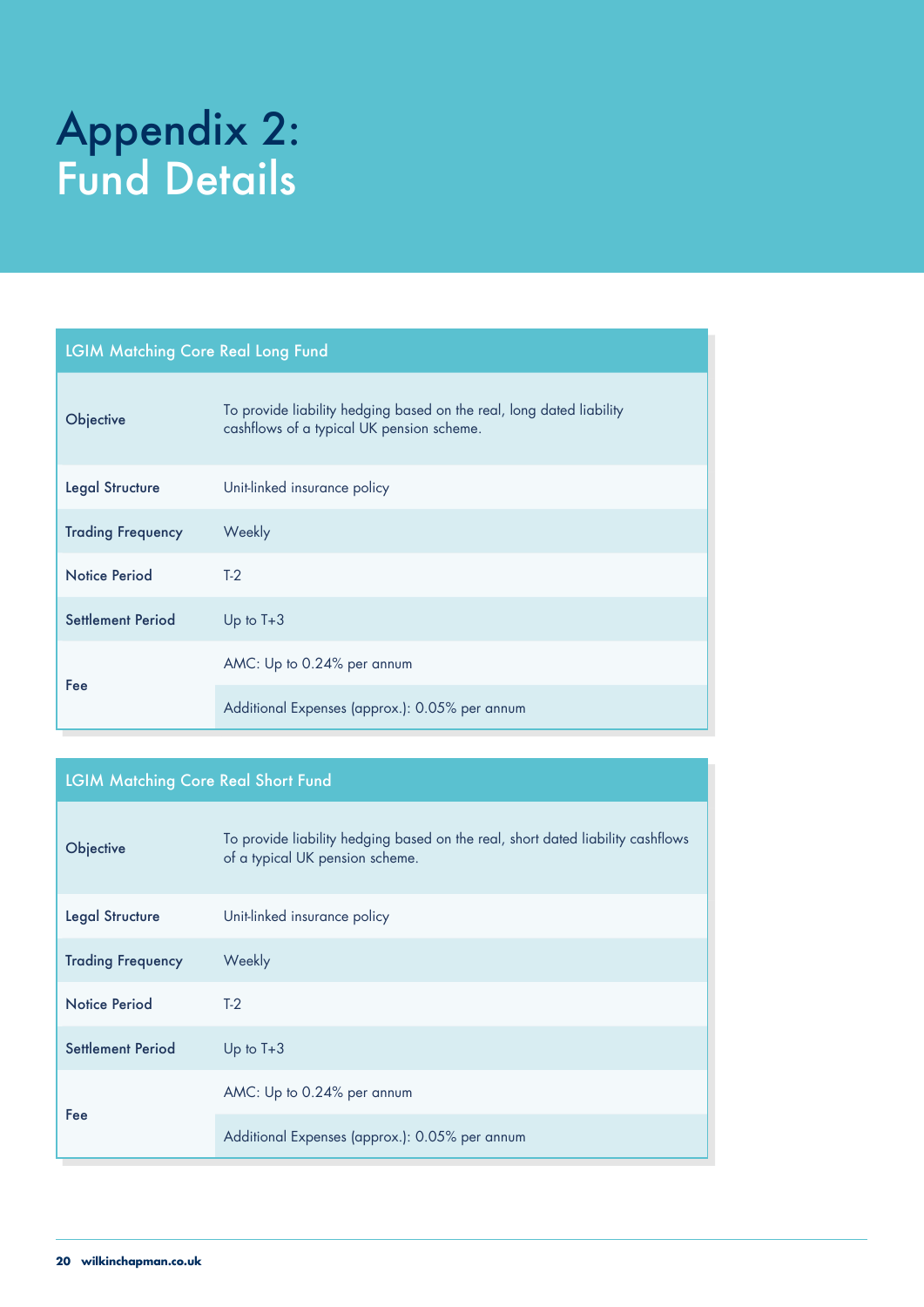# Appendix 2: Fund Details

| LGIM Matching Core Real Long Fund | |
|---|---|
| Objective | To provide liability hedging based on the real, long dated liability cashflows of a typical UK pension scheme. |
| Legal Structure | Unit-linked insurance policy |
| Trading Frequency | Weekly |
| Notice Period | T-2 |
| Settlement Period | Up to T+3 |
| Fee | AMC: Up to 0.24% per annum |
| | Additional Expenses (approx.): 0.05% per annum |

| LGIM Matching Core Real Short Fund | |
|---|---|
| Objective | To provide liability hedging based on the real, short dated liability cashflows of a typical UK pension scheme. |
| Legal Structure | Unit-linked insurance policy |
| Trading Frequency | Weekly |
| Notice Period | T-2 |
| Settlement Period | Up to T+3 |
| Fee | AMC: Up to 0.24% per annum |
| | Additional Expenses (approx.): 0.05% per annum |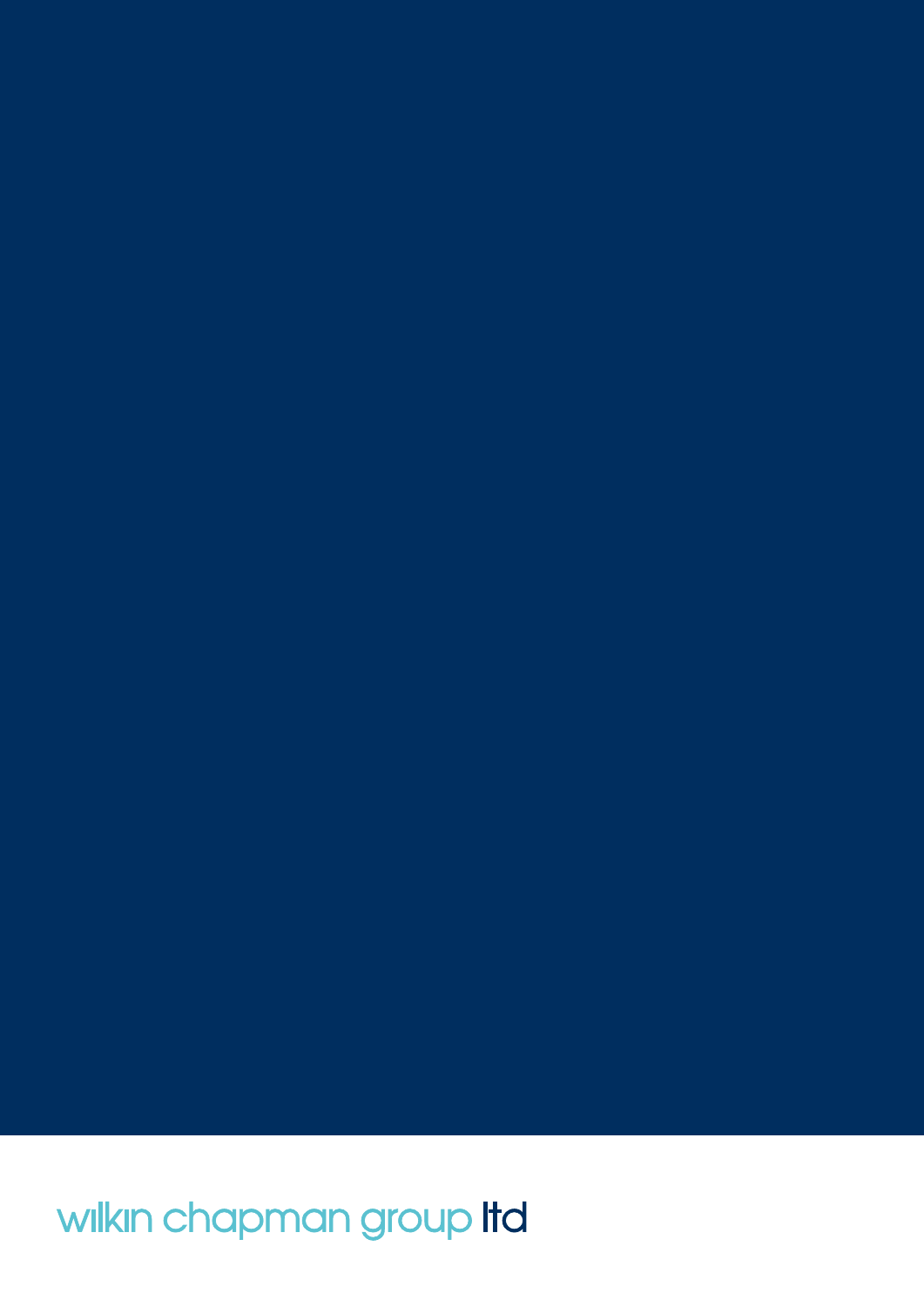wilkin chapman group ltd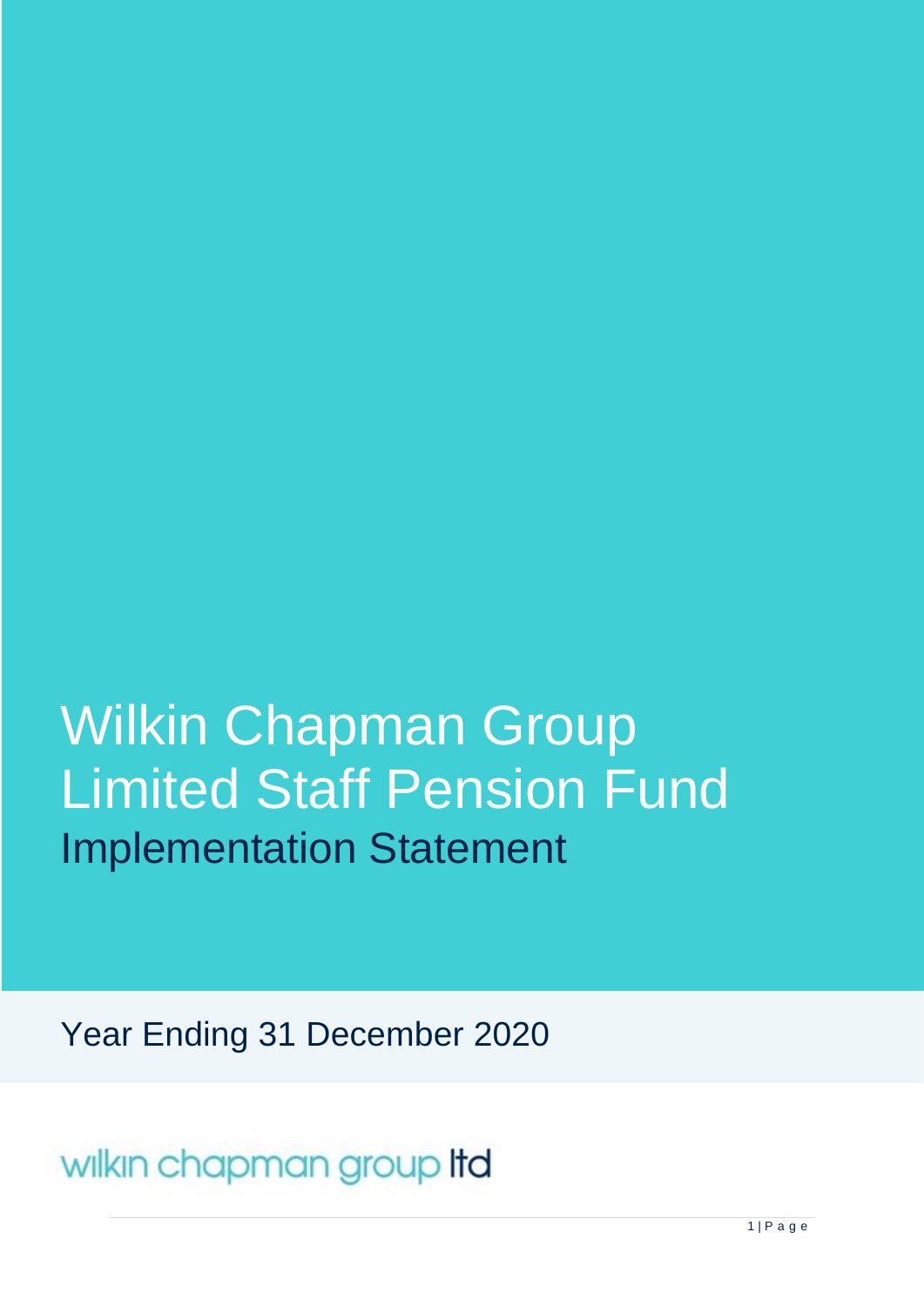# Wilkin Chapman Group Limited Staff Pension Fund

## Implementation Statement

Year Ending 31 December 2020

wilkin chapman group ltd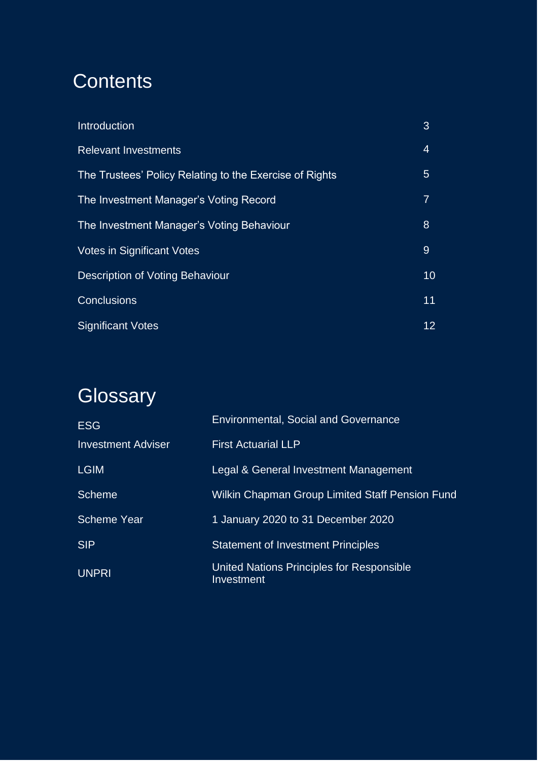# Contents

| | |
|---|---|
| Introduction | 3 |
| Relevant Investments | 4 |
| The Trustees' Policy Relating to the Exercise of Rights | 5 |
| The Investment Manager's Voting Record | 7 |
| The Investment Manager's Voting Behaviour | 8 |
| Votes in Significant Votes | 9 |
| Description of Voting Behaviour | 10 |
| Conclusions | 11 |
| Significant Votes | 12 |

# Glossary

| | |
|---|---|
| ESG | Environmental, Social and Governance |
| Investment Adviser | First Actuarial LLP |
| LGIM | Legal & General Investment Management |
| Scheme | Wilkin Chapman Group Limited Staff Pension Fund |
| Scheme Year | 1 January 2020 to 31 December 2020 |
| SIP | Statement of Investment Principles |
| UNPRI | United Nations Principles for Responsible Investment |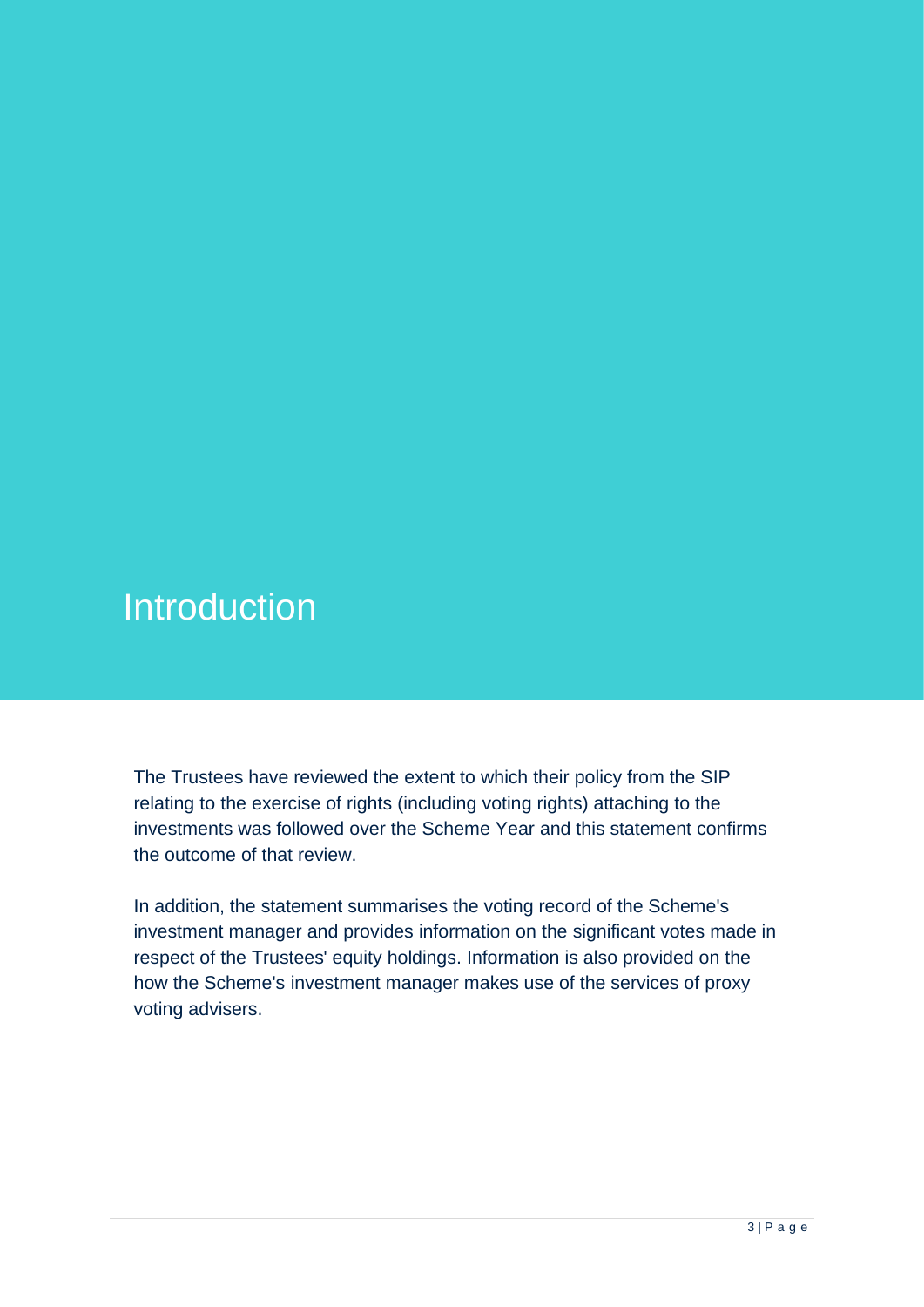# Introduction

The Trustees have reviewed the extent to which their policy from the SIP relating to the exercise of rights (including voting rights) attaching to the investments was followed over the Scheme Year and this statement confirms the outcome of that review.

In addition, the statement summarises the voting record of the Scheme's investment manager and provides information on the significant votes made in respect of the Trustees' equity holdings. Information is also provided on the how the Scheme's investment manager makes use of the services of proxy voting advisers.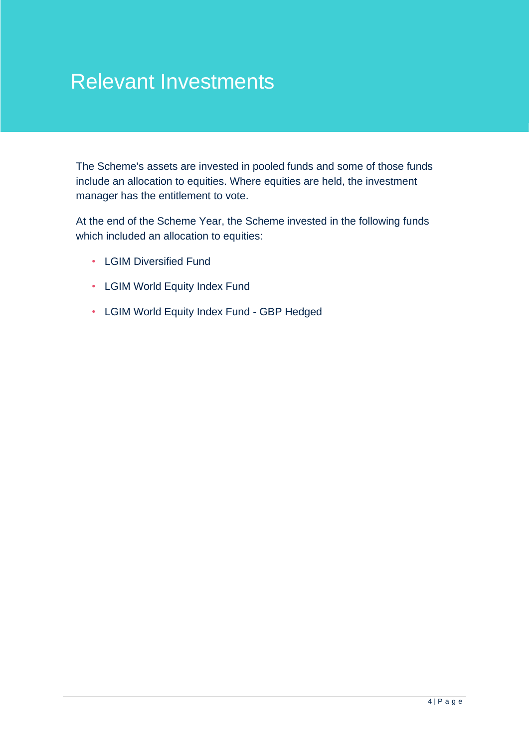# Relevant Investments

The Scheme's assets are invested in pooled funds and some of those funds include an allocation to equities. Where equities are held, the investment manager has the entitlement to vote.

At the end of the Scheme Year, the Scheme invested in the following funds which included an allocation to equities:

- LGIM Diversified Fund
- LGIM World Equity Index Fund
- LGIM World Equity Index Fund - GBP Hedged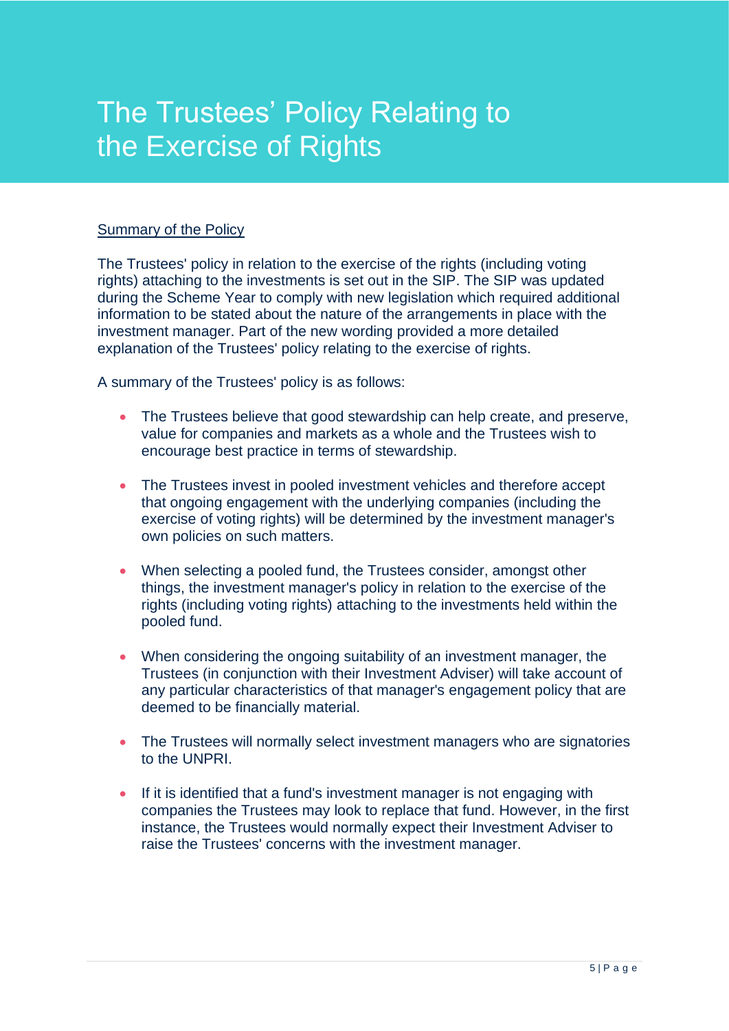# The Trustees' Policy Relating to the Exercise of Rights

Summary of the Policy

The Trustees' policy in relation to the exercise of the rights (including voting rights) attaching to the investments is set out in the SIP. The SIP was updated during the Scheme Year to comply with new legislation which required additional information to be stated about the nature of the arrangements in place with the investment manager. Part of the new wording provided a more detailed explanation of the Trustees' policy relating to the exercise of rights.

A summary of the Trustees' policy is as follows:

- The Trustees believe that good stewardship can help create, and preserve, value for companies and markets as a whole and the Trustees wish to encourage best practice in terms of stewardship.

- The Trustees invest in pooled investment vehicles and therefore accept that ongoing engagement with the underlying companies (including the exercise of voting rights) will be determined by the investment manager's own policies on such matters.

- When selecting a pooled fund, the Trustees consider, amongst other things, the investment manager's policy in relation to the exercise of the rights (including voting rights) attaching to the investments held within the pooled fund.

- When considering the ongoing suitability of an investment manager, the Trustees (in conjunction with their Investment Adviser) will take account of any particular characteristics of that manager's engagement policy that are deemed to be financially material.

- The Trustees will normally select investment managers who are signatories to the UNPRI.

- If it is identified that a fund's investment manager is not engaging with companies the Trustees may look to replace that fund. However, in the first instance, the Trustees would normally expect their Investment Adviser to raise the Trustees' concerns with the investment manager.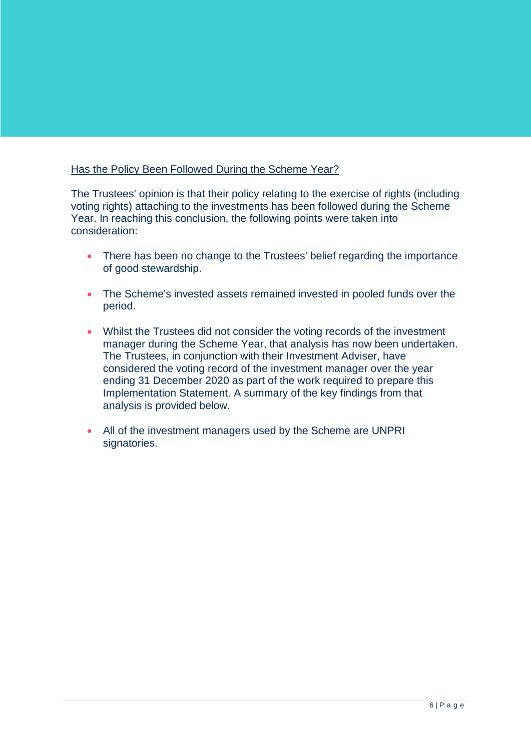Has the Policy Been Followed During the Scheme Year?

The Trustees' opinion is that their policy relating to the exercise of rights (including voting rights) attaching to the investments has been followed during the Scheme Year. In reaching this conclusion, the following points were taken into consideration:

- There has been no change to the Trustees' belief regarding the importance of good stewardship.
- The Scheme's invested assets remained invested in pooled funds over the period.
- Whilst the Trustees did not consider the voting records of the investment manager during the Scheme Year, that analysis has now been undertaken. The Trustees, in conjunction with their Investment Adviser, have considered the voting record of the investment manager over the year ending 31 December 2020 as part of the work required to prepare this Implementation Statement. A summary of the key findings from that analysis is provided below.
- All of the investment managers used by the Scheme are UNPRI signatories.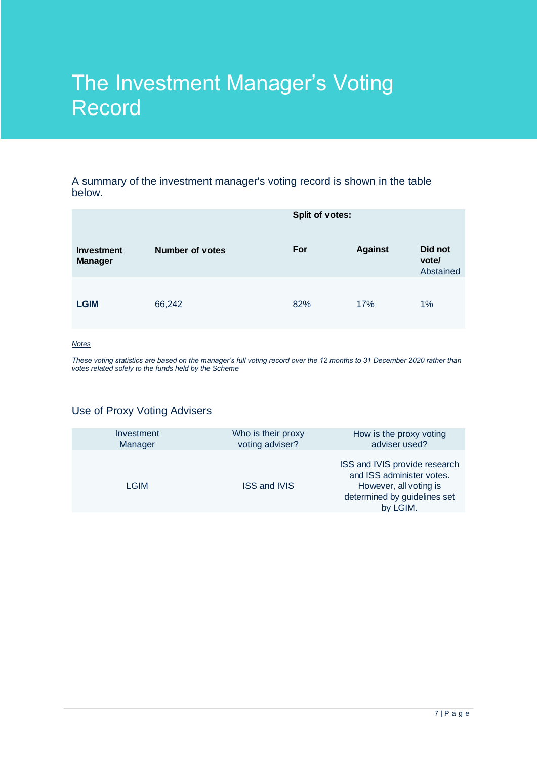# The Investment Manager's Voting Record

A summary of the investment manager's voting record is shown in the table below.

| | | Split of votes: | | |
|---|---|---|---|---|
| **Investment Manager** | **Number of votes** | **For** | **Against** | **Did not vote/** Abstained |
| **LGIM** | 66,242 | 82% | 17% | 1% |

*Notes*

*These voting statistics are based on the manager's full voting record over the 12 months to 31 December 2020 rather than votes related solely to the funds held by the Scheme*

## Use of Proxy Voting Advisers

| Investment Manager | Who is their proxy voting adviser? | How is the proxy voting adviser used? |
|---|---|---|
| LGIM | ISS and IVIS | ISS and IVIS provide research and ISS administer votes. However, all voting is determined by guidelines set by LGIM. |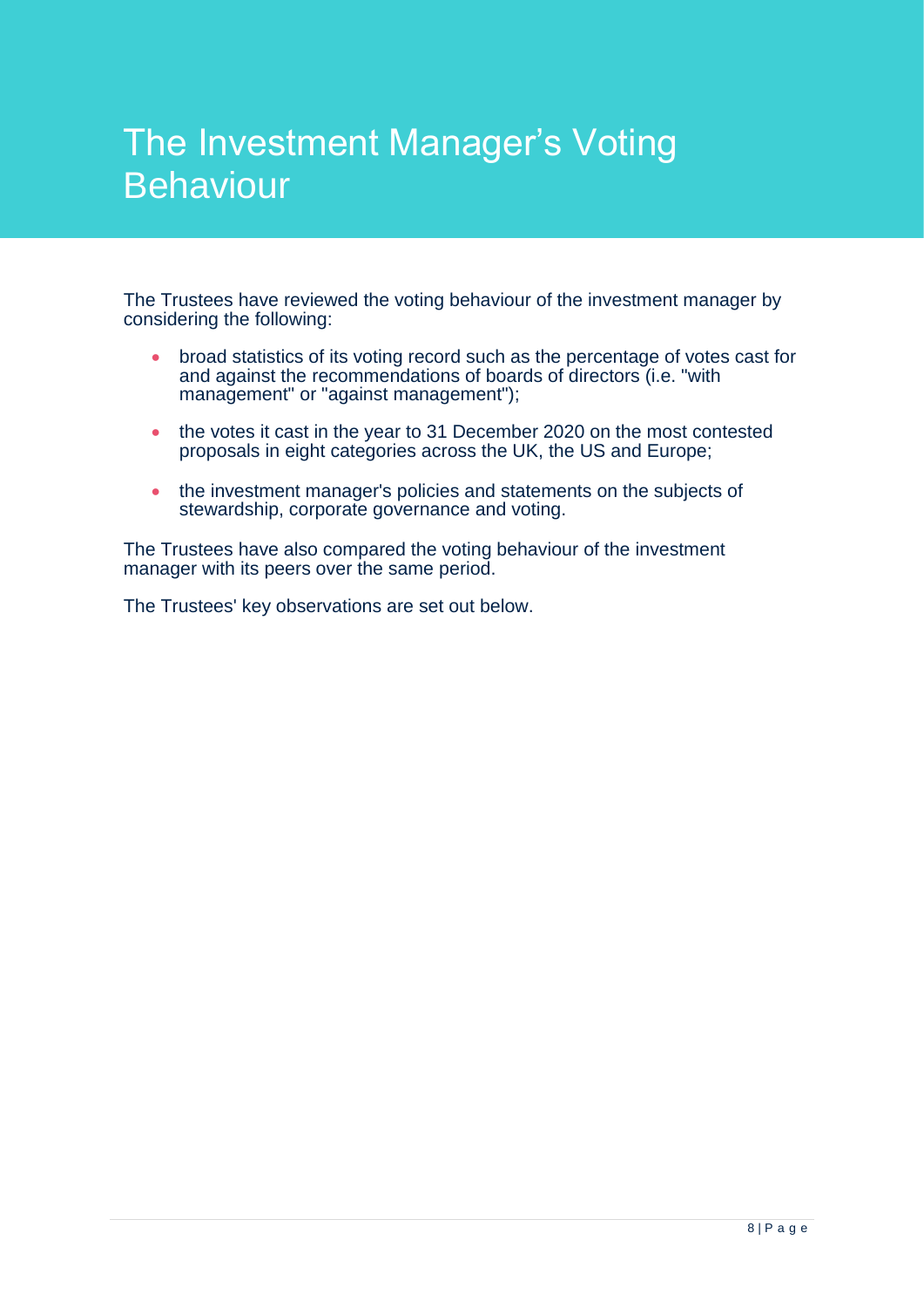# The Investment Manager's Voting Behaviour

The Trustees have reviewed the voting behaviour of the investment manager by considering the following:

- broad statistics of its voting record such as the percentage of votes cast for and against the recommendations of boards of directors (i.e. "with management" or "against management");
- the votes it cast in the year to 31 December 2020 on the most contested proposals in eight categories across the UK, the US and Europe;
- the investment manager's policies and statements on the subjects of stewardship, corporate governance and voting.

The Trustees have also compared the voting behaviour of the investment manager with its peers over the same period.

The Trustees' key observations are set out below.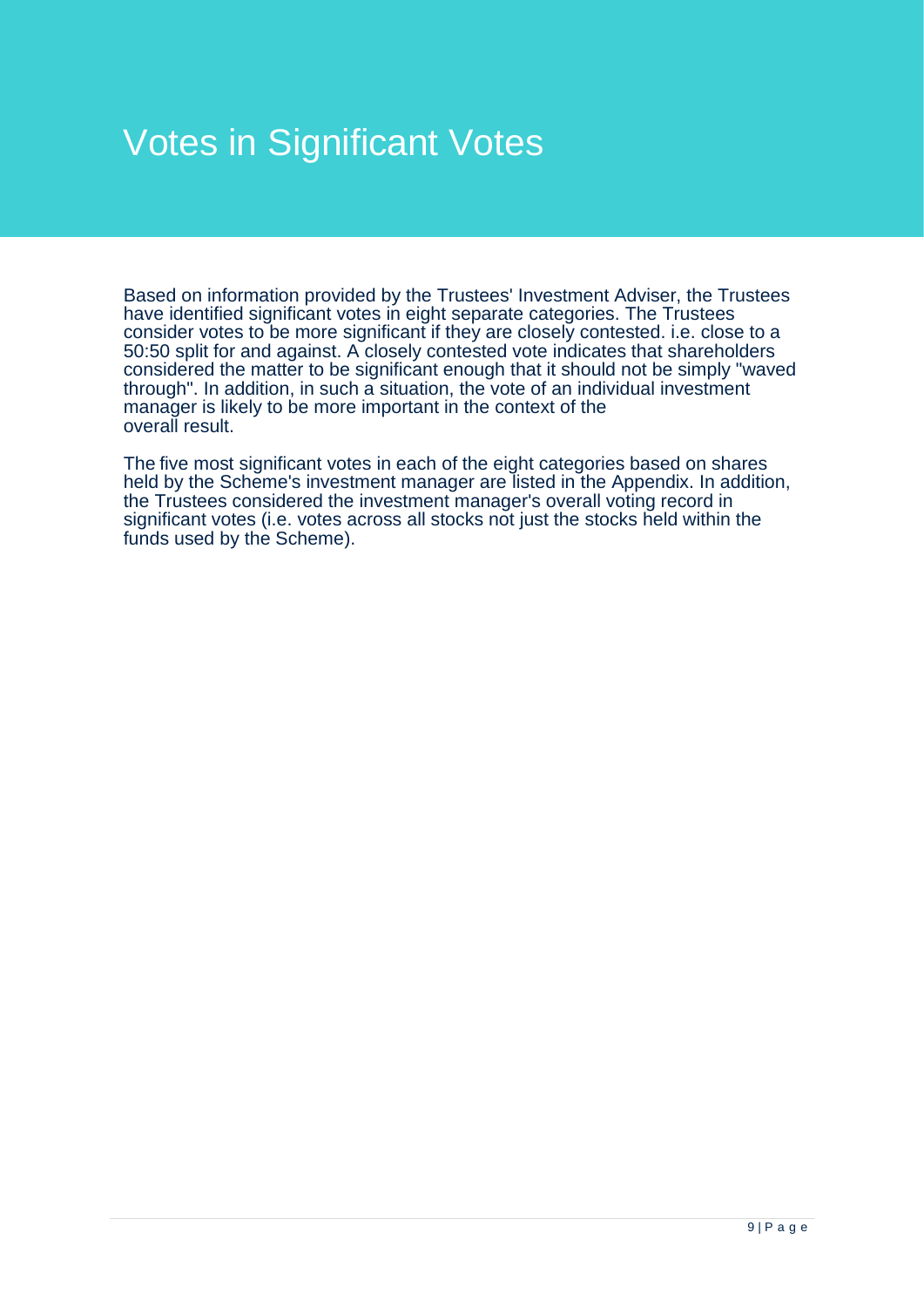# Votes in Significant Votes

Based on information provided by the Trustees' Investment Adviser, the Trustees have identified significant votes in eight separate categories. The Trustees consider votes to be more significant if they are closely contested. i.e. close to a 50:50 split for and against. A closely contested vote indicates that shareholders considered the matter to be significant enough that it should not be simply "waved through". In addition, in such a situation, the vote of an individual investment manager is likely to be more important in the context of the overall result.

The five most significant votes in each of the eight categories based on shares held by the Scheme's investment manager are listed in the Appendix. In addition, the Trustees considered the investment manager's overall voting record in significant votes (i.e. votes across all stocks not just the stocks held within the funds used by the Scheme).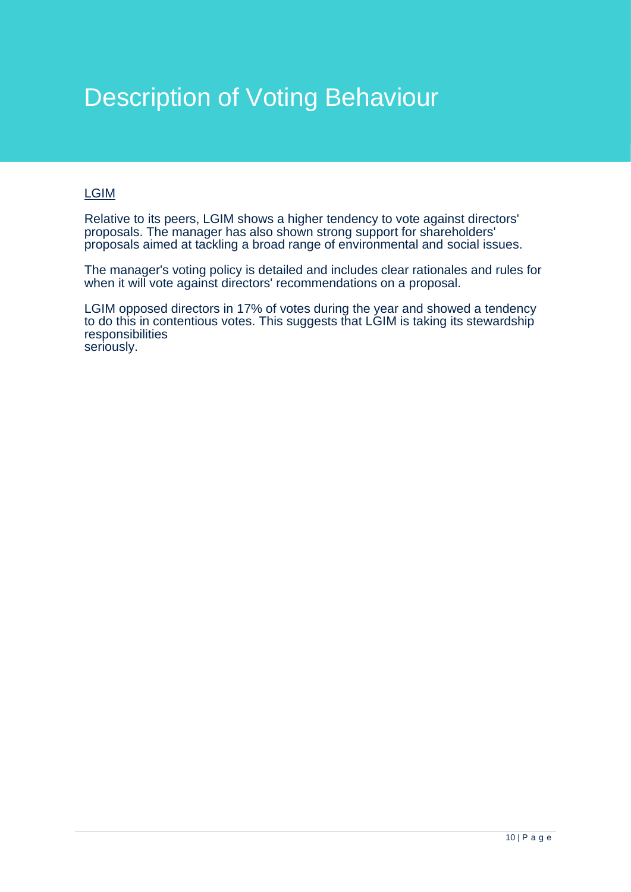# Description of Voting Behaviour

<u>LGIM</u>

Relative to its peers, LGIM shows a higher tendency to vote against directors' proposals. The manager has also shown strong support for shareholders' proposals aimed at tackling a broad range of environmental and social issues.

The manager's voting policy is detailed and includes clear rationales and rules for when it will vote against directors' recommendations on a proposal.

LGIM opposed directors in 17% of votes during the year and showed a tendency to do this in contentious votes. This suggests that LGIM is taking its stewardship responsibilities seriously.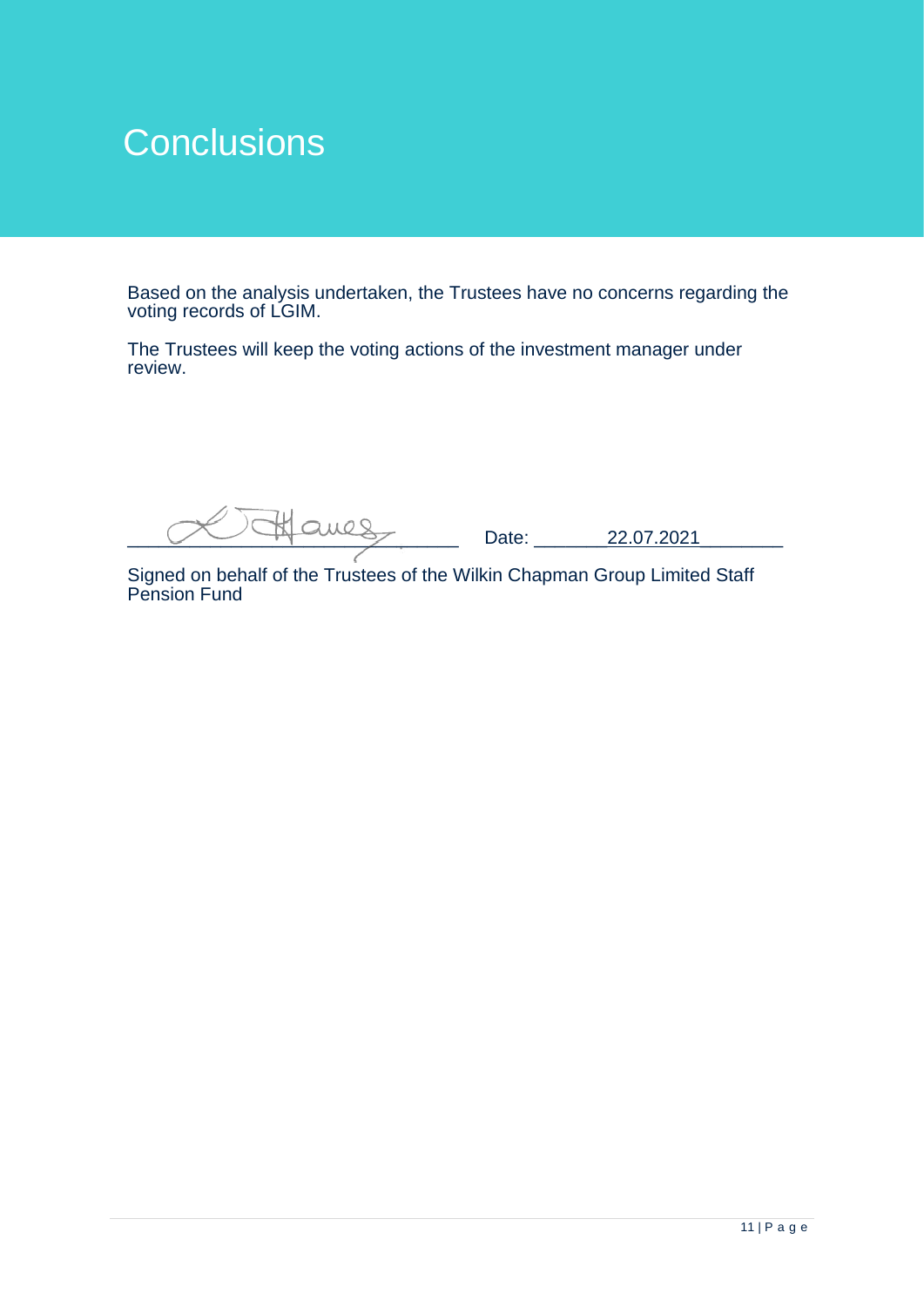# Conclusions

Based on the analysis undertaken, the Trustees have no concerns regarding the voting records of LGIM.

The Trustees will keep the voting actions of the investment manager under review.

_______________________________ Date: _______22.07.2021________

Signed on behalf of the Trustees of the Wilkin Chapman Group Limited Staff Pension Fund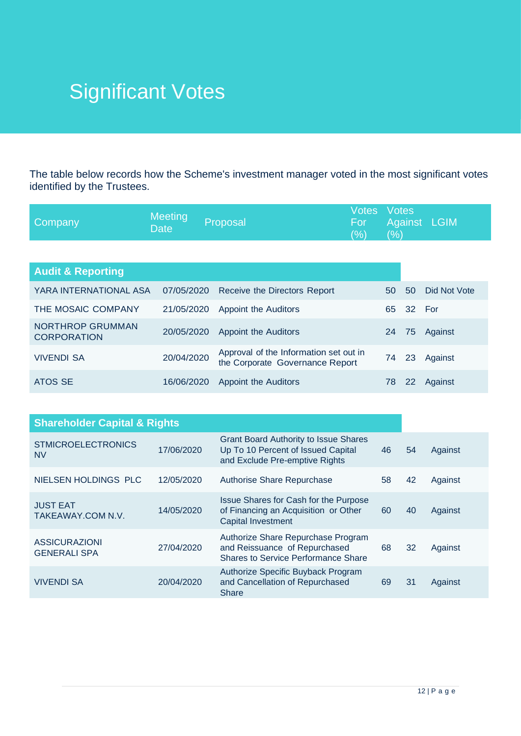# Significant Votes

The table below records how the Scheme's investment manager voted in the most significant votes identified by the Trustees.

| Company | Meeting Date | Proposal | Votes For (%) | Votes Against (%) | LGIM |
|---|---|---|---|---|---|
| **Audit & Reporting** | | | | | |
| YARA INTERNATIONAL ASA | 07/05/2020 | Receive the Directors Report | 50 | 50 | Did Not Vote |
| THE MOSAIC COMPANY | 21/05/2020 | Appoint the Auditors | 65 | 32 | For |
| NORTHROP GRUMMAN CORPORATION | 20/05/2020 | Appoint the Auditors | 24 | 75 | Against |
| VIVENDI SA | 20/04/2020 | Approval of the Information set out in the Corporate Governance Report | 74 | 23 | Against |
| ATOS SE | 16/06/2020 | Appoint the Auditors | 78 | 22 | Against |
| **Shareholder Capital & Rights** | | | | | |
| STMICROELECTRONICS NV | 17/06/2020 | Grant Board Authority to Issue Shares Up To 10 Percent of Issued Capital and Exclude Pre-emptive Rights | 46 | 54 | Against |
| NIELSEN HOLDINGS PLC | 12/05/2020 | Authorise Share Repurchase | 58 | 42 | Against |
| JUST EAT TAKEAWAY.COM N.V. | 14/05/2020 | Issue Shares for Cash for the Purpose of Financing an Acquisition or Other Capital Investment | 60 | 40 | Against |
| ASSICURAZIONI GENERALI SPA | 27/04/2020 | Authorize Share Repurchase Program and Reissuance of Repurchased Shares to Service Performance Share | 68 | 32 | Against |
| VIVENDI SA | 20/04/2020 | Authorize Specific Buyback Program and Cancellation of Repurchased Share | 69 | 31 | Against |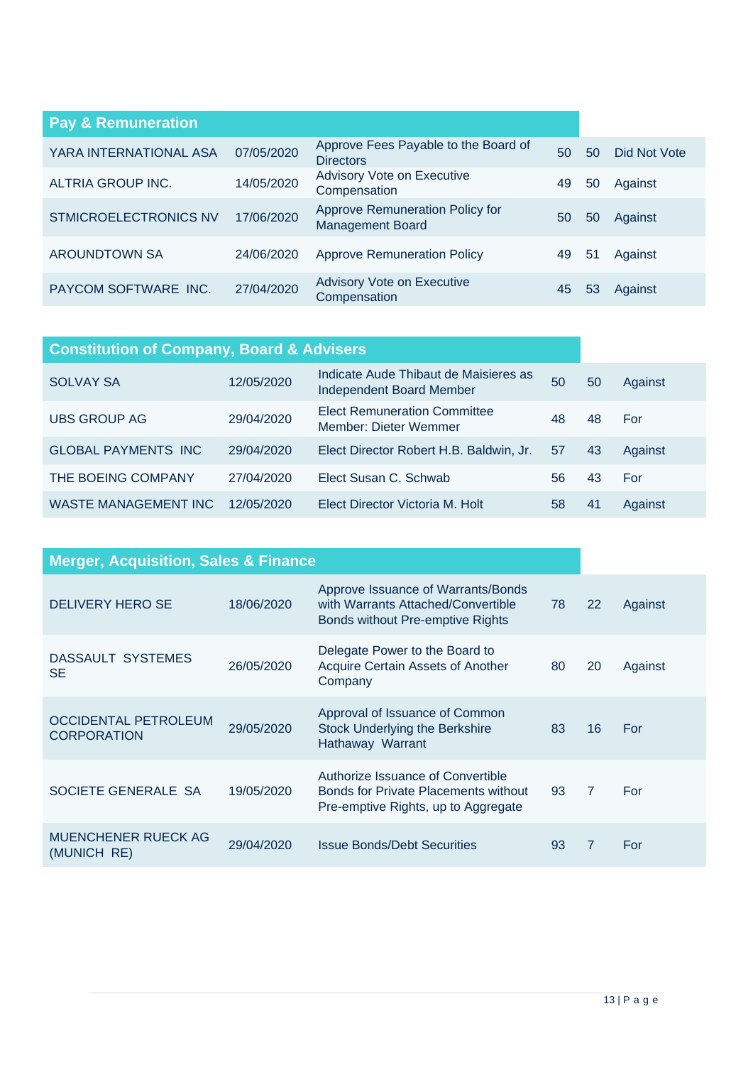## Pay & Remuneration

| | | | | | |
|---|---|---|---|---|---|
| YARA INTERNATIONAL ASA | 07/05/2020 | Approve Fees Payable to the Board of Directors | 50 | 50 | Did Not Vote |
| ALTRIA GROUP INC. | 14/05/2020 | Advisory Vote on Executive Compensation | 49 | 50 | Against |
| STMICROELECTRONICS NV | 17/06/2020 | Approve Remuneration Policy for Management Board | 50 | 50 | Against |
| AROUNDTOWN SA | 24/06/2020 | Approve Remuneration Policy | 49 | 51 | Against |
| PAYCOM SOFTWARE INC. | 27/04/2020 | Advisory Vote on Executive Compensation | 45 | 53 | Against |

## Constitution of Company, Board & Advisers

| | | | | | |
|---|---|---|---|---|---|
| SOLVAY SA | 12/05/2020 | Indicate Aude Thibaut de Maisieres as Independent Board Member | 50 | 50 | Against |
| UBS GROUP AG | 29/04/2020 | Elect Remuneration Committee Member: Dieter Wemmer | 48 | 48 | For |
| GLOBAL PAYMENTS INC | 29/04/2020 | Elect Director Robert H.B. Baldwin, Jr. | 57 | 43 | Against |
| THE BOEING COMPANY | 27/04/2020 | Elect Susan C. Schwab | 56 | 43 | For |
| WASTE MANAGEMENT INC | 12/05/2020 | Elect Director Victoria M. Holt | 58 | 41 | Against |

## Merger, Acquisition, Sales & Finance

| | | | | | |
|---|---|---|---|---|---|
| DELIVERY HERO SE | 18/06/2020 | Approve Issuance of Warrants/Bonds with Warrants Attached/Convertible Bonds without Pre-emptive Rights | 78 | 22 | Against |
| DASSAULT SYSTEMES SE | 26/05/2020 | Delegate Power to the Board to Acquire Certain Assets of Another Company | 80 | 20 | Against |
| OCCIDENTAL PETROLEUM CORPORATION | 29/05/2020 | Approval of Issuance of Common Stock Underlying the Berkshire Hathaway Warrant | 83 | 16 | For |
| SOCIETE GENERALE SA | 19/05/2020 | Authorize Issuance of Convertible Bonds for Private Placements without Pre-emptive Rights, up to Aggregate | 93 | 7 | For |
| MUENCHENER RUECK AG (MUNICH RE) | 29/04/2020 | Issue Bonds/Debt Securities | 93 | 7 | For |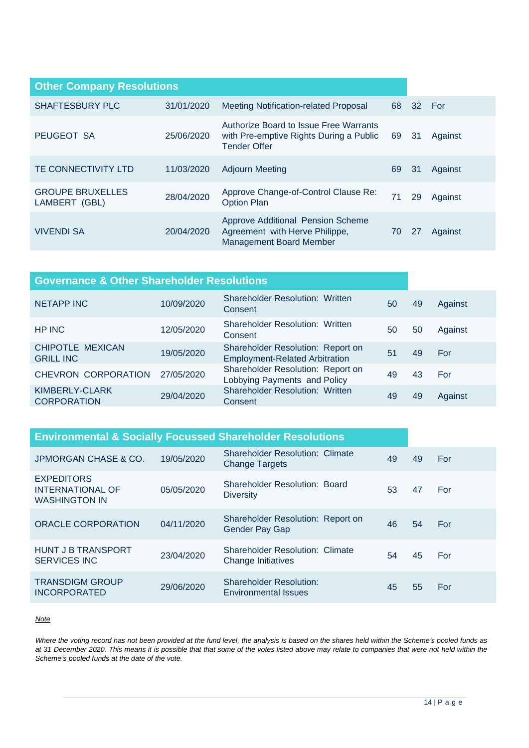| Other Company Resolutions | | | | | |
|---|---|---|---|---|---|
| SHAFTESBURY PLC | 31/01/2020 | Meeting Notification-related Proposal | 68 | 32 | For |
| PEUGEOT SA | 25/06/2020 | Authorize Board to Issue Free Warrants with Pre-emptive Rights During a Public Tender Offer | 69 | 31 | Against |
| TE CONNECTIVITY LTD | 11/03/2020 | Adjourn Meeting | 69 | 31 | Against |
| GROUPE BRUXELLES LAMBERT (GBL) | 28/04/2020 | Approve Change-of-Control Clause Re: Option Plan | 71 | 29 | Against |
| VIVENDI SA | 20/04/2020 | Approve Additional Pension Scheme Agreement with Herve Philippe, Management Board Member | 70 | 27 | Against |

| Governance & Other Shareholder Resolutions | | | | | |
|---|---|---|---|---|---|
| NETAPP INC | 10/09/2020 | Shareholder Resolution: Written Consent | 50 | 49 | Against |
| HP INC | 12/05/2020 | Shareholder Resolution: Written Consent | 50 | 50 | Against |
| CHIPOTLE MEXICAN GRILL INC | 19/05/2020 | Shareholder Resolution: Report on Employment-Related Arbitration | 51 | 49 | For |
| CHEVRON CORPORATION | 27/05/2020 | Shareholder Resolution: Report on Lobbying Payments and Policy | 49 | 43 | For |
| KIMBERLY-CLARK CORPORATION | 29/04/2020 | Shareholder Resolution: Written Consent | 49 | 49 | Against |

| Environmental & Socially Focussed Shareholder Resolutions | | | | | |
|---|---|---|---|---|---|
| JPMORGAN CHASE & CO. | 19/05/2020 | Shareholder Resolution: Climate Change Targets | 49 | 49 | For |
| EXPEDITORS INTERNATIONAL OF WASHINGTON IN | 05/05/2020 | Shareholder Resolution: Board Diversity | 53 | 47 | For |
| ORACLE CORPORATION | 04/11/2020 | Shareholder Resolution: Report on Gender Pay Gap | 46 | 54 | For |
| HUNT J B TRANSPORT SERVICES INC | 23/04/2020 | Shareholder Resolution: Climate Change Initiatives | 54 | 45 | For |
| TRANSDIGM GROUP INCORPORATED | 29/06/2020 | Shareholder Resolution: Environmental Issues | 45 | 55 | For |

*Note*

*Where the voting record has not been provided at the fund level, the analysis is based on the shares held within the Scheme's pooled funds as at 31 December 2020. This means it is possible that that some of the votes listed above may relate to companies that were not held within the Scheme's pooled funds at the date of the vote.*